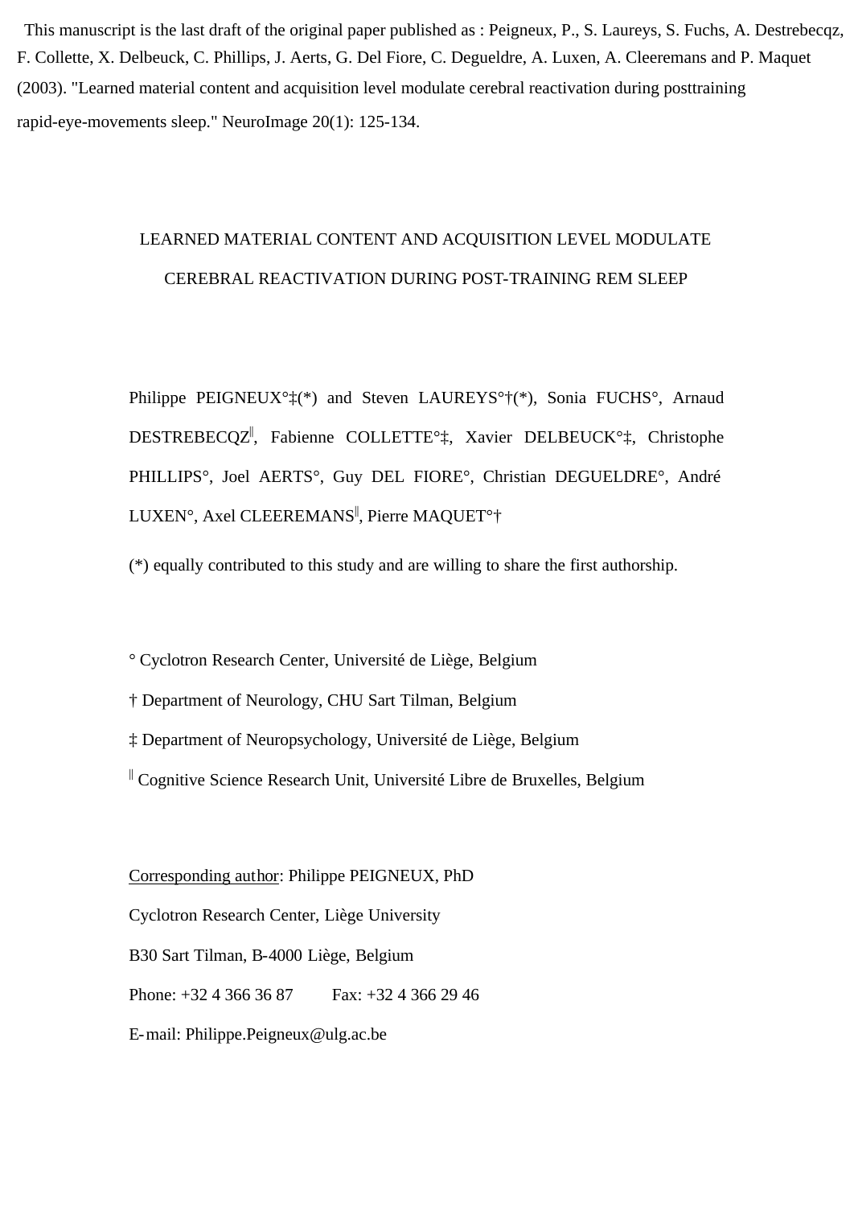This manuscript is the last draft of the original paper published as : Peigneux, P., S. Laureys, S. Fuchs, A. Destrebecqz, F. Collette, X. Delbeuck, C. Phillips, J. Aerts, G. Del Fiore, C. Degueldre, A. Luxen, A. Cleeremans and P. Maquet (2003). "Learned material content and acquisition level modulate cerebral reactivation during posttraining rapid-eye-movements sleep." NeuroImage 20(1): 125-134.

# LEARNED MATERIAL CONTENT AND ACQUISITION LEVEL MODULATE CEREBRAL REACTIVATION DURING POST-TRAINING REM SLEEP

Philippe PEIGNEUX°‡(*) and Steven LAUREYS°†(*), Sonia FUCHS°, Arnaud DESTREBECQZ‖, Fabienne COLLETTE°‡, Xavier DELBEUCK°‡, Christophe PHILLIPS°, Joel AERTS°, Guy DEL FIORE°, Christian DEGUELDRE°, André LUXEN°, Axel CLEEREMANS‖, Pierre MAQUET°†

(*) equally contributed to this study and are willing to share the first authorship.

° Cyclotron Research Center, Université de Liège, Belgium

† Department of Neurology, CHU Sart Tilman, Belgium

‡ Department of Neuropsychology, Université de Liège, Belgium

‖ Cognitive Science Research Unit, Université Libre de Bruxelles, Belgium

Corresponding author: Philippe PEIGNEUX, PhD

Cyclotron Research Center, Liège University

B30 Sart Tilman, B-4000 Liège, Belgium

Phone: +32 4 366 36 87 Fax: +32 4 366 29 46

E-mail: Philippe.Peigneux@ulg.ac.be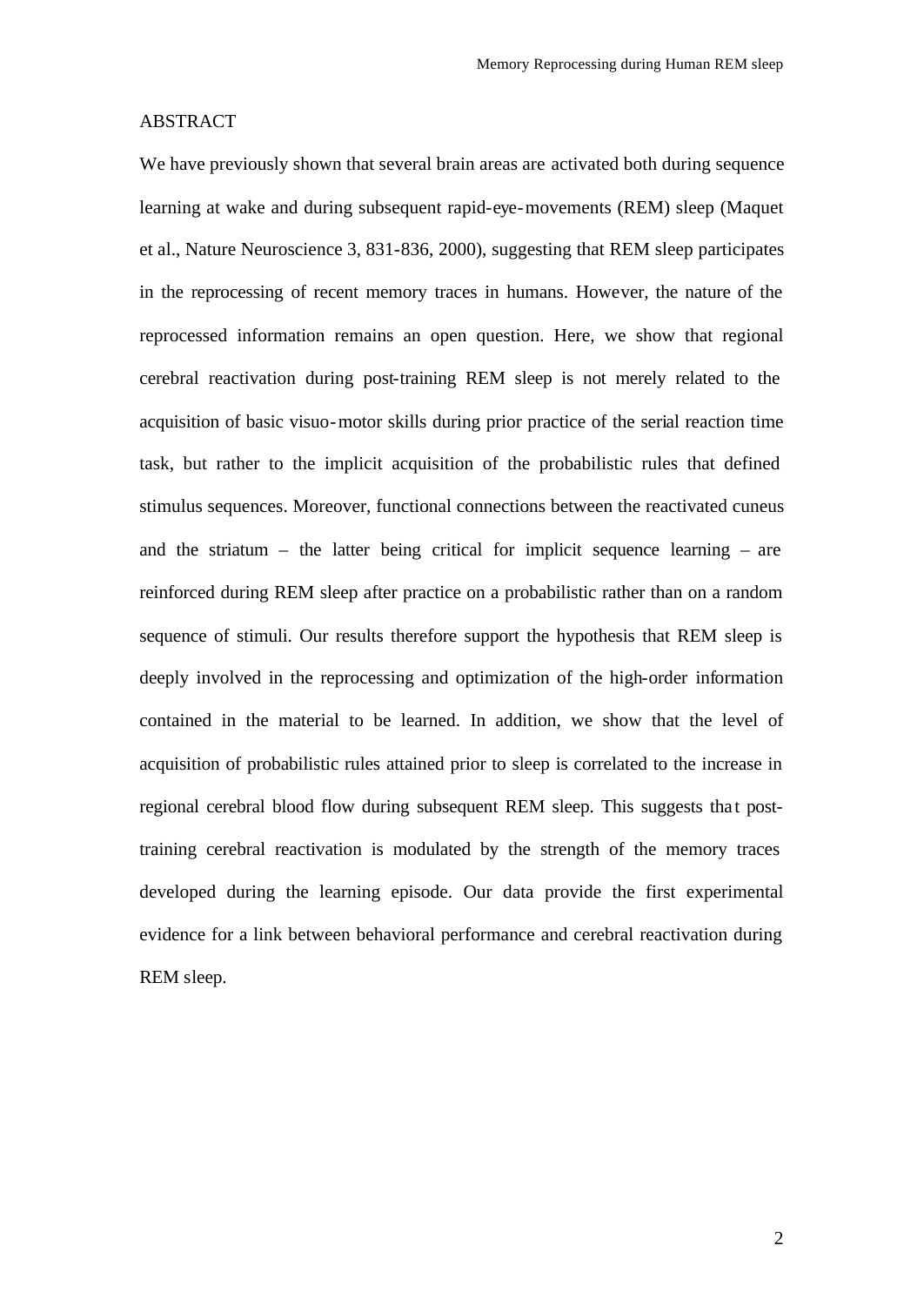## ABSTRACT

We have previously shown that several brain areas are activated both during sequence learning at wake and during subsequent rapid-eye-movements (REM) sleep (Maquet et al., Nature Neuroscience 3, 831-836, 2000), suggesting that REM sleep participates in the reprocessing of recent memory traces in humans. However, the nature of the reprocessed information remains an open question. Here, we show that regional cerebral reactivation during post-training REM sleep is not merely related to the acquisition of basic visuo-motor skills during prior practice of the serial reaction time task, but rather to the implicit acquisition of the probabilistic rules that defined stimulus sequences. Moreover, functional connections between the reactivated cuneus and the striatum – the latter being critical for implicit sequence learning – are reinforced during REM sleep after practice on a probabilistic rather than on a random sequence of stimuli. Our results therefore support the hypothesis that REM sleep is deeply involved in the reprocessing and optimization of the high-order information contained in the material to be learned. In addition, we show that the level of acquisition of probabilistic rules attained prior to sleep is correlated to the increase in regional cerebral blood flow during subsequent REM sleep. This suggests that post-training cerebral reactivation is modulated by the strength of the memory traces developed during the learning episode. Our data provide the first experimental evidence for a link between behavioral performance and cerebral reactivation during REM sleep.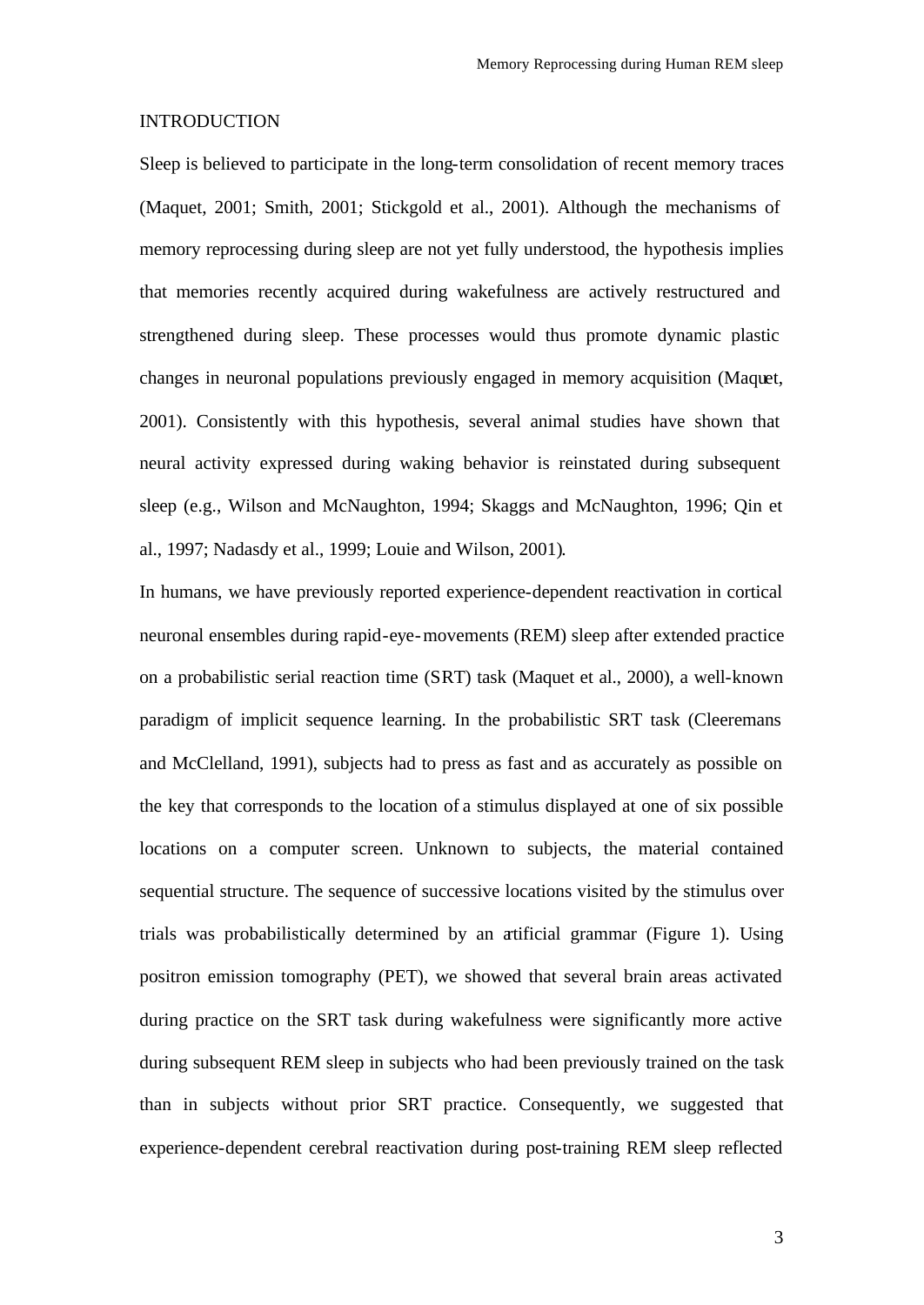## INTRODUCTION

Sleep is believed to participate in the long-term consolidation of recent memory traces (Maquet, 2001; Smith, 2001; Stickgold et al., 2001). Although the mechanisms of memory reprocessing during sleep are not yet fully understood, the hypothesis implies that memories recently acquired during wakefulness are actively restructured and strengthened during sleep. These processes would thus promote dynamic plastic changes in neuronal populations previously engaged in memory acquisition (Maquet, 2001). Consistently with this hypothesis, several animal studies have shown that neural activity expressed during waking behavior is reinstated during subsequent sleep (e.g., Wilson and McNaughton, 1994; Skaggs and McNaughton, 1996; Qin et al., 1997; Nadasdy et al., 1999; Louie and Wilson, 2001).

In humans, we have previously reported experience-dependent reactivation in cortical neuronal ensembles during rapid-eye-movements (REM) sleep after extended practice on a probabilistic serial reaction time (SRT) task (Maquet et al., 2000), a well-known paradigm of implicit sequence learning. In the probabilistic SRT task (Cleeremans and McClelland, 1991), subjects had to press as fast and as accurately as possible on the key that corresponds to the location of a stimulus displayed at one of six possible locations on a computer screen. Unknown to subjects, the material contained sequential structure. The sequence of successive locations visited by the stimulus over trials was probabilistically determined by an artificial grammar (Figure 1). Using positron emission tomography (PET), we showed that several brain areas activated during practice on the SRT task during wakefulness were significantly more active during subsequent REM sleep in subjects who had been previously trained on the task than in subjects without prior SRT practice. Consequently, we suggested that experience-dependent cerebral reactivation during post-training REM sleep reflected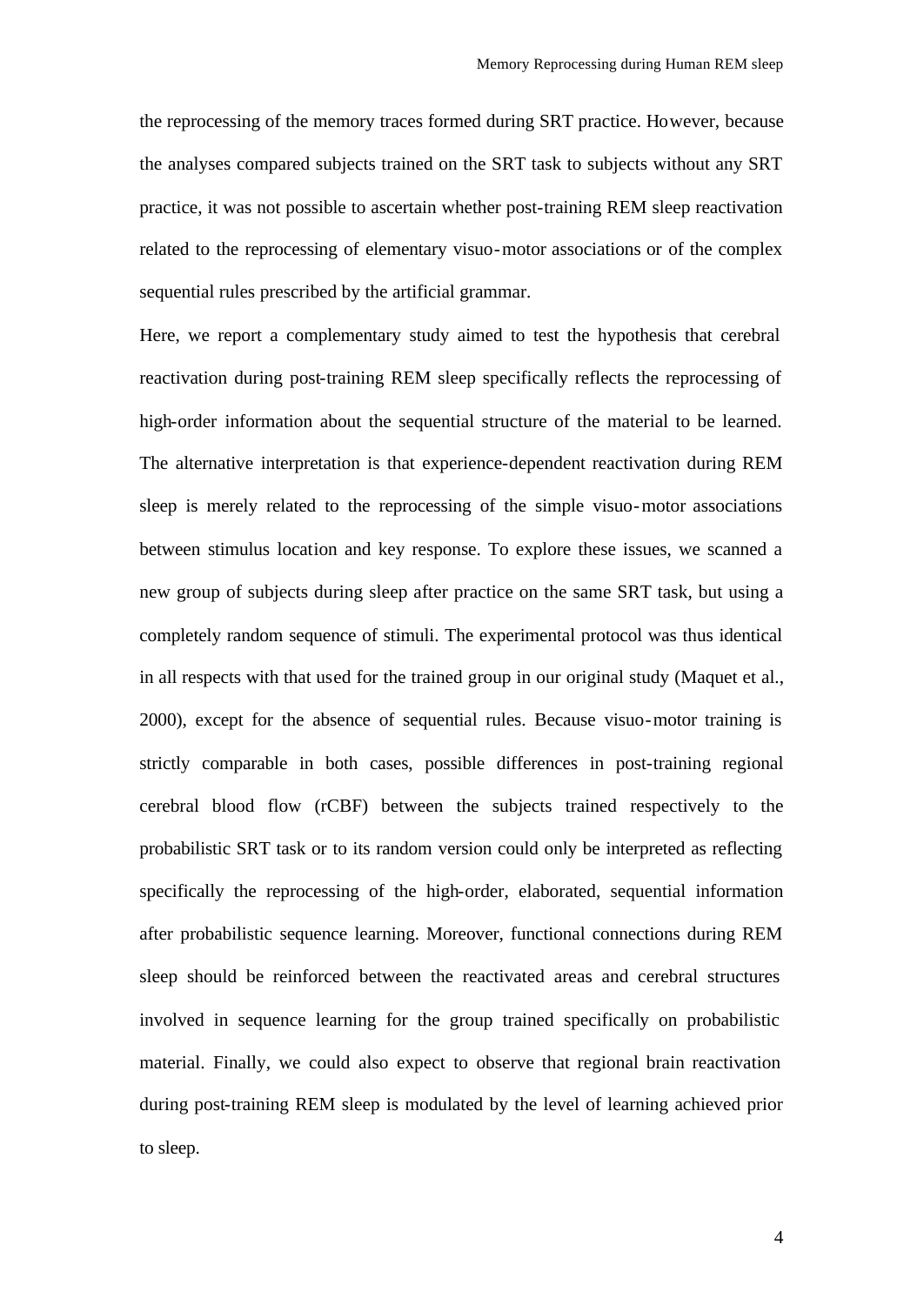the reprocessing of the memory traces formed during SRT practice. However, because the analyses compared subjects trained on the SRT task to subjects without any SRT practice, it was not possible to ascertain whether post-training REM sleep reactivation related to the reprocessing of elementary visuo-motor associations or of the complex sequential rules prescribed by the artificial grammar.

Here, we report a complementary study aimed to test the hypothesis that cerebral reactivation during post-training REM sleep specifically reflects the reprocessing of high-order information about the sequential structure of the material to be learned. The alternative interpretation is that experience-dependent reactivation during REM sleep is merely related to the reprocessing of the simple visuo-motor associations between stimulus location and key response. To explore these issues, we scanned a new group of subjects during sleep after practice on the same SRT task, but using a completely random sequence of stimuli. The experimental protocol was thus identical in all respects with that used for the trained group in our original study (Maquet et al., 2000), except for the absence of sequential rules. Because visuo-motor training is strictly comparable in both cases, possible differences in post-training regional cerebral blood flow (rCBF) between the subjects trained respectively to the probabilistic SRT task or to its random version could only be interpreted as reflecting specifically the reprocessing of the high-order, elaborated, sequential information after probabilistic sequence learning. Moreover, functional connections during REM sleep should be reinforced between the reactivated areas and cerebral structures involved in sequence learning for the group trained specifically on probabilistic material. Finally, we could also expect to observe that regional brain reactivation during post-training REM sleep is modulated by the level of learning achieved prior to sleep.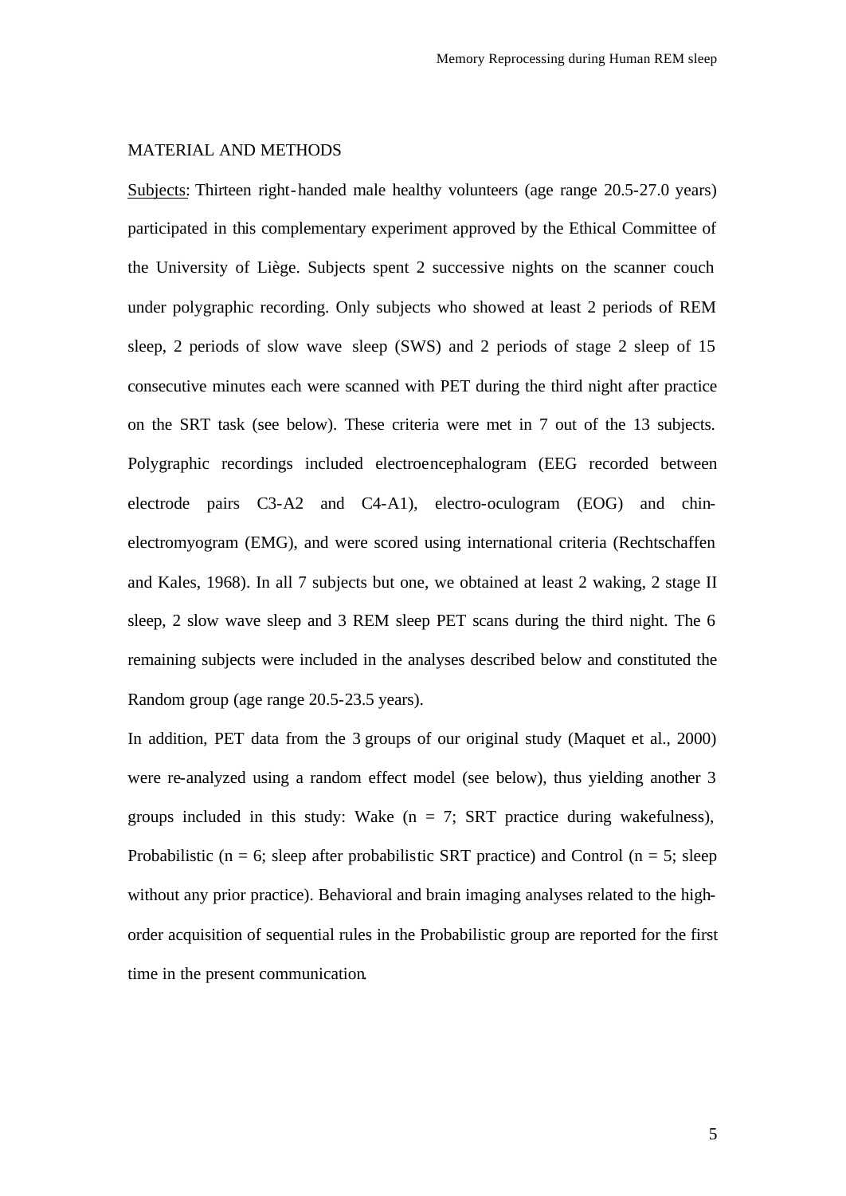## MATERIAL AND METHODS

Subjects: Thirteen right-handed male healthy volunteers (age range 20.5-27.0 years) participated in this complementary experiment approved by the Ethical Committee of the University of Liège. Subjects spent 2 successive nights on the scanner couch under polygraphic recording. Only subjects who showed at least 2 periods of REM sleep, 2 periods of slow wave sleep (SWS) and 2 periods of stage 2 sleep of 15 consecutive minutes each were scanned with PET during the third night after practice on the SRT task (see below). These criteria were met in 7 out of the 13 subjects. Polygraphic recordings included electroencephalogram (EEG recorded between electrode pairs C3-A2 and C4-A1), electro-oculogram (EOG) and chin-electromyogram (EMG), and were scored using international criteria (Rechtschaffen and Kales, 1968). In all 7 subjects but one, we obtained at least 2 waking, 2 stage II sleep, 2 slow wave sleep and 3 REM sleep PET scans during the third night. The 6 remaining subjects were included in the analyses described below and constituted the Random group (age range 20.5-23.5 years).

In addition, PET data from the 3 groups of our original study (Maquet et al., 2000) were re-analyzed using a random effect model (see below), thus yielding another 3 groups included in this study: Wake (n = 7; SRT practice during wakefulness), Probabilistic (n = 6; sleep after probabilistic SRT practice) and Control (n = 5; sleep without any prior practice). Behavioral and brain imaging analyses related to the high-order acquisition of sequential rules in the Probabilistic group are reported for the first time in the present communication.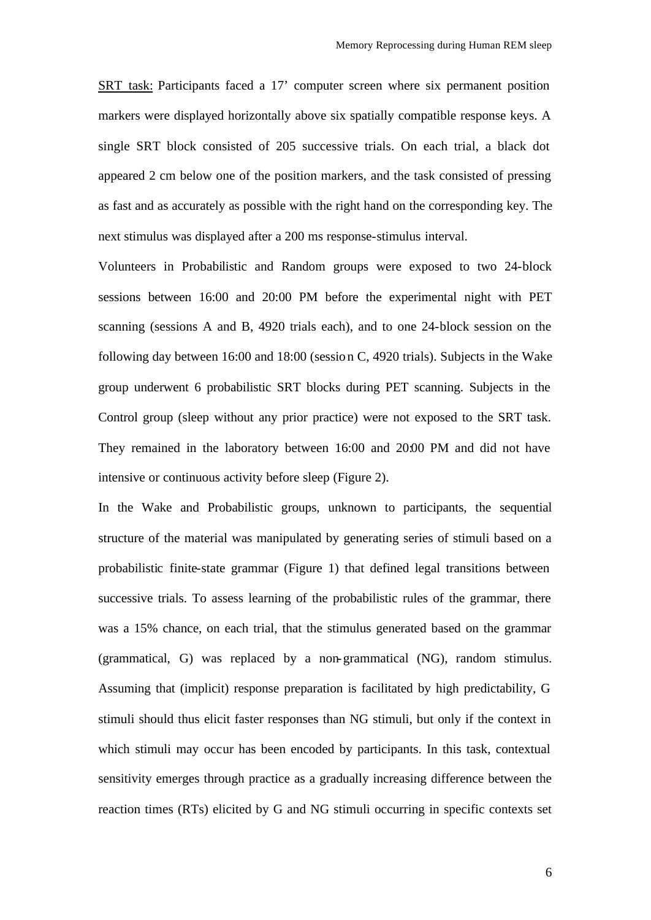SRT task: Participants faced a 17' computer screen where six permanent position markers were displayed horizontally above six spatially compatible response keys. A single SRT block consisted of 205 successive trials. On each trial, a black dot appeared 2 cm below one of the position markers, and the task consisted of pressing as fast and as accurately as possible with the right hand on the corresponding key. The next stimulus was displayed after a 200 ms response-stimulus interval.

Volunteers in Probabilistic and Random groups were exposed to two 24-block sessions between 16:00 and 20:00 PM before the experimental night with PET scanning (sessions A and B, 4920 trials each), and to one 24-block session on the following day between 16:00 and 18:00 (session C, 4920 trials). Subjects in the Wake group underwent 6 probabilistic SRT blocks during PET scanning. Subjects in the Control group (sleep without any prior practice) were not exposed to the SRT task. They remained in the laboratory between 16:00 and 20:00 PM and did not have intensive or continuous activity before sleep (Figure 2).

In the Wake and Probabilistic groups, unknown to participants, the sequential structure of the material was manipulated by generating series of stimuli based on a probabilistic finite-state grammar (Figure 1) that defined legal transitions between successive trials. To assess learning of the probabilistic rules of the grammar, there was a 15% chance, on each trial, that the stimulus generated based on the grammar (grammatical, G) was replaced by a non-grammatical (NG), random stimulus. Assuming that (implicit) response preparation is facilitated by high predictability, G stimuli should thus elicit faster responses than NG stimuli, but only if the context in which stimuli may occur has been encoded by participants. In this task, contextual sensitivity emerges through practice as a gradually increasing difference between the reaction times (RTs) elicited by G and NG stimuli occurring in specific contexts set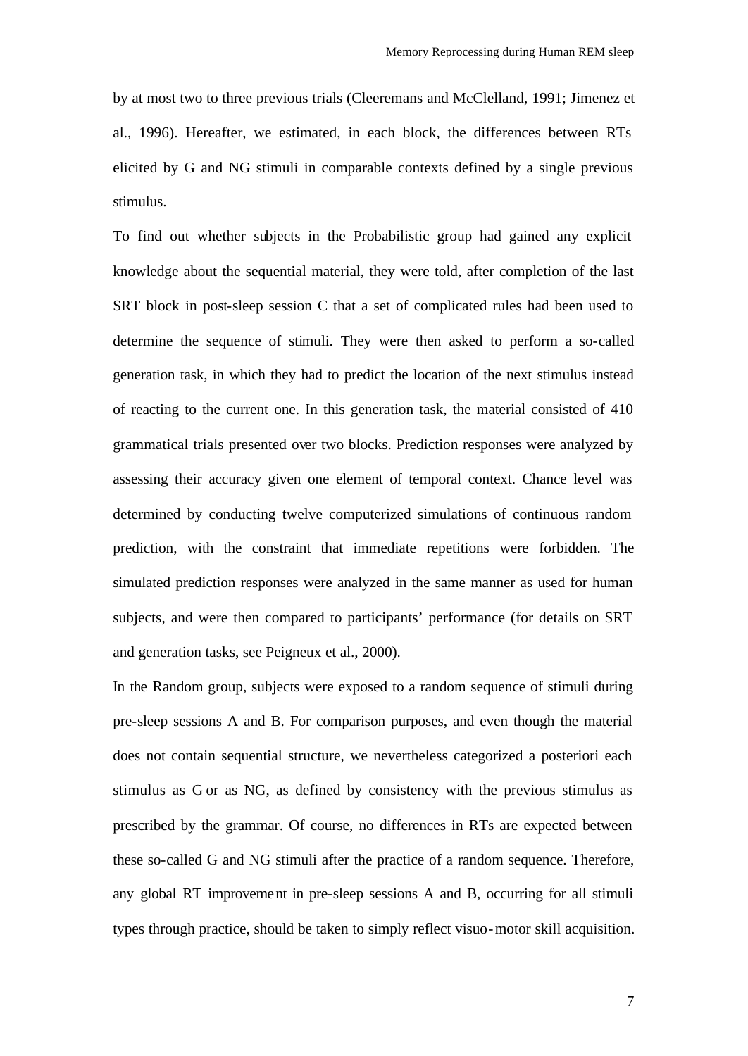by at most two to three previous trials (Cleeremans and McClelland, 1991; Jimenez et al., 1996). Hereafter, we estimated, in each block, the differences between RTs elicited by G and NG stimuli in comparable contexts defined by a single previous stimulus.

To find out whether subjects in the Probabilistic group had gained any explicit knowledge about the sequential material, they were told, after completion of the last SRT block in post-sleep session C that a set of complicated rules had been used to determine the sequence of stimuli. They were then asked to perform a so-called generation task, in which they had to predict the location of the next stimulus instead of reacting to the current one. In this generation task, the material consisted of 410 grammatical trials presented over two blocks. Prediction responses were analyzed by assessing their accuracy given one element of temporal context. Chance level was determined by conducting twelve computerized simulations of continuous random prediction, with the constraint that immediate repetitions were forbidden. The simulated prediction responses were analyzed in the same manner as used for human subjects, and were then compared to participants' performance (for details on SRT and generation tasks, see Peigneux et al., 2000).

In the Random group, subjects were exposed to a random sequence of stimuli during pre-sleep sessions A and B. For comparison purposes, and even though the material does not contain sequential structure, we nevertheless categorized a posteriori each stimulus as G or as NG, as defined by consistency with the previous stimulus as prescribed by the grammar. Of course, no differences in RTs are expected between these so-called G and NG stimuli after the practice of a random sequence. Therefore, any global RT improvement in pre-sleep sessions A and B, occurring for all stimuli types through practice, should be taken to simply reflect visuo-motor skill acquisition.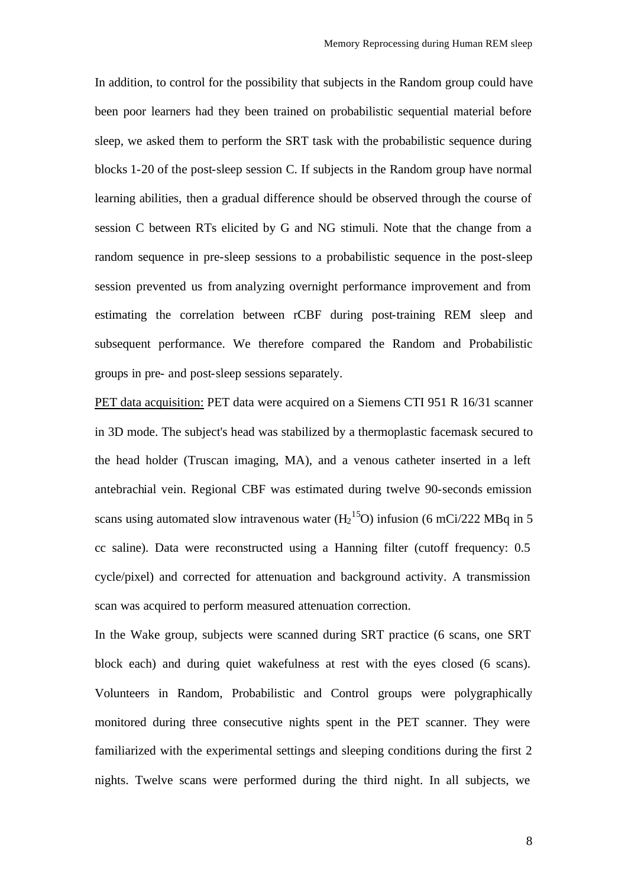In addition, to control for the possibility that subjects in the Random group could have been poor learners had they been trained on probabilistic sequential material before sleep, we asked them to perform the SRT task with the probabilistic sequence during blocks 1-20 of the post-sleep session C. If subjects in the Random group have normal learning abilities, then a gradual difference should be observed through the course of session C between RTs elicited by G and NG stimuli. Note that the change from a random sequence in pre-sleep sessions to a probabilistic sequence in the post-sleep session prevented us from analyzing overnight performance improvement and from estimating the correlation between rCBF during post-training REM sleep and subsequent performance. We therefore compared the Random and Probabilistic groups in pre- and post-sleep sessions separately.

PET data acquisition: PET data were acquired on a Siemens CTI 951 R 16/31 scanner in 3D mode. The subject's head was stabilized by a thermoplastic facemask secured to the head holder (Truscan imaging, MA), and a venous catheter inserted in a left antebrachial vein. Regional CBF was estimated during twelve 90-seconds emission scans using automated slow intravenous water ($H_2{}^{15}O$) infusion (6 mCi/222 MBq in 5 cc saline). Data were reconstructed using a Hanning filter (cutoff frequency: 0.5 cycle/pixel) and corrected for attenuation and background activity. A transmission scan was acquired to perform measured attenuation correction.

In the Wake group, subjects were scanned during SRT practice (6 scans, one SRT block each) and during quiet wakefulness at rest with the eyes closed (6 scans). Volunteers in Random, Probabilistic and Control groups were polygraphically monitored during three consecutive nights spent in the PET scanner. They were familiarized with the experimental settings and sleeping conditions during the first 2 nights. Twelve scans were performed during the third night. In all subjects, we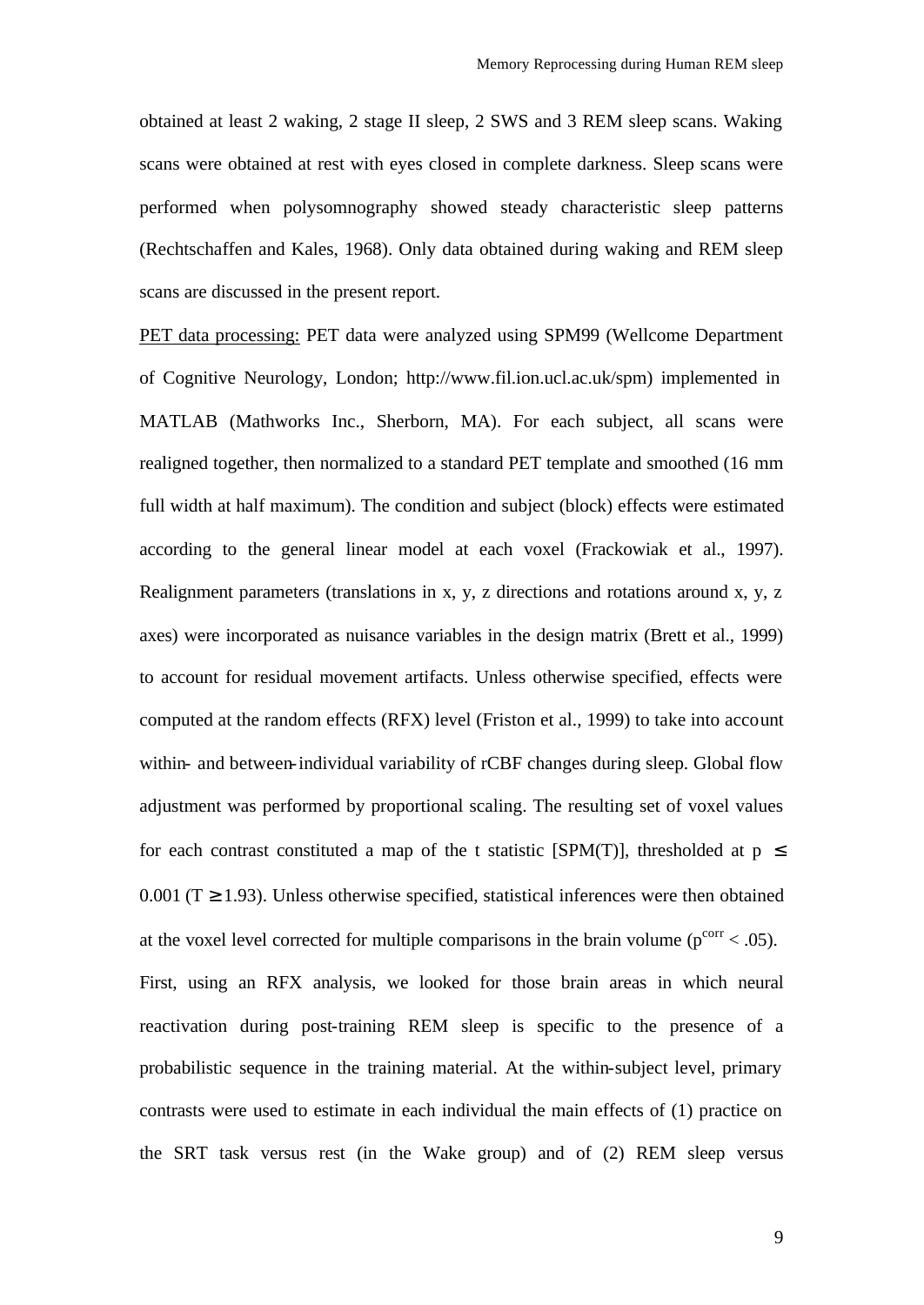obtained at least 2 waking, 2 stage II sleep, 2 SWS and 3 REM sleep scans. Waking scans were obtained at rest with eyes closed in complete darkness. Sleep scans were performed when polysomnography showed steady characteristic sleep patterns (Rechtschaffen and Kales, 1968). Only data obtained during waking and REM sleep scans are discussed in the present report.

PET data processing: PET data were analyzed using SPM99 (Wellcome Department of Cognitive Neurology, London; http://www.fil.ion.ucl.ac.uk/spm) implemented in MATLAB (Mathworks Inc., Sherborn, MA). For each subject, all scans were realigned together, then normalized to a standard PET template and smoothed (16 mm full width at half maximum). The condition and subject (block) effects were estimated according to the general linear model at each voxel (Frackowiak et al., 1997). Realignment parameters (translations in x, y, z directions and rotations around x, y, z axes) were incorporated as nuisance variables in the design matrix (Brett et al., 1999) to account for residual movement artifacts. Unless otherwise specified, effects were computed at the random effects (RFX) level (Friston et al., 1999) to take into account within- and between-individual variability of rCBF changes during sleep. Global flow adjustment was performed by proportional scaling. The resulting set of voxel values for each contrast constituted a map of the t statistic [SPM(T)], thresholded at $p \leq 0.001$ ($T \geq 1.93$). Unless otherwise specified, statistical inferences were then obtained at the voxel level corrected for multiple comparisons in the brain volume ($p^{corr} < .05$).

First, using an RFX analysis, we looked for those brain areas in which neural reactivation during post-training REM sleep is specific to the presence of a probabilistic sequence in the training material. At the within-subject level, primary contrasts were used to estimate in each individual the main effects of (1) practice on the SRT task versus rest (in the Wake group) and of (2) REM sleep versus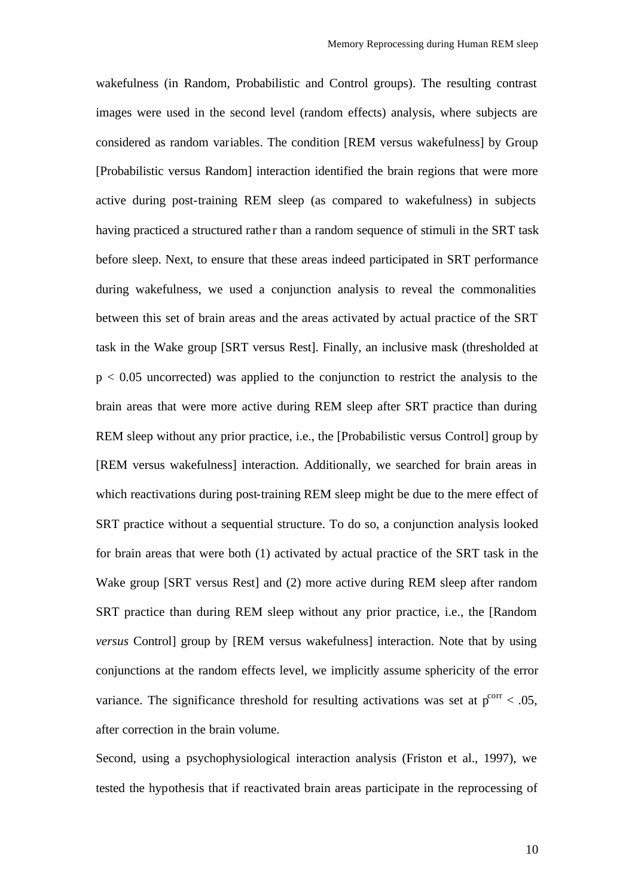wakefulness (in Random, Probabilistic and Control groups). The resulting contrast images were used in the second level (random effects) analysis, where subjects are considered as random variables. The condition [REM versus wakefulness] by Group [Probabilistic versus Random] interaction identified the brain regions that were more active during post-training REM sleep (as compared to wakefulness) in subjects having practiced a structured rather than a random sequence of stimuli in the SRT task before sleep. Next, to ensure that these areas indeed participated in SRT performance during wakefulness, we used a conjunction analysis to reveal the commonalities between this set of brain areas and the areas activated by actual practice of the SRT task in the Wake group [SRT versus Rest]. Finally, an inclusive mask (thresholded at $p < 0.05$ uncorrected) was applied to the conjunction to restrict the analysis to the brain areas that were more active during REM sleep after SRT practice than during REM sleep without any prior practice, i.e., the [Probabilistic versus Control] group by [REM versus wakefulness] interaction. Additionally, we searched for brain areas in which reactivations during post-training REM sleep might be due to the mere effect of SRT practice without a sequential structure. To do so, a conjunction analysis looked for brain areas that were both (1) activated by actual practice of the SRT task in the Wake group [SRT versus Rest] and (2) more active during REM sleep after random SRT practice than during REM sleep without any prior practice, i.e., the [Random *versus* Control] group by [REM versus wakefulness] interaction. Note that by using conjunctions at the random effects level, we implicitly assume sphericity of the error variance. The significance threshold for resulting activations was set at $p^{corr} < .05$, after correction in the brain volume.

Second, using a psychophysiological interaction analysis (Friston et al., 1997), we tested the hypothesis that if reactivated brain areas participate in the reprocessing of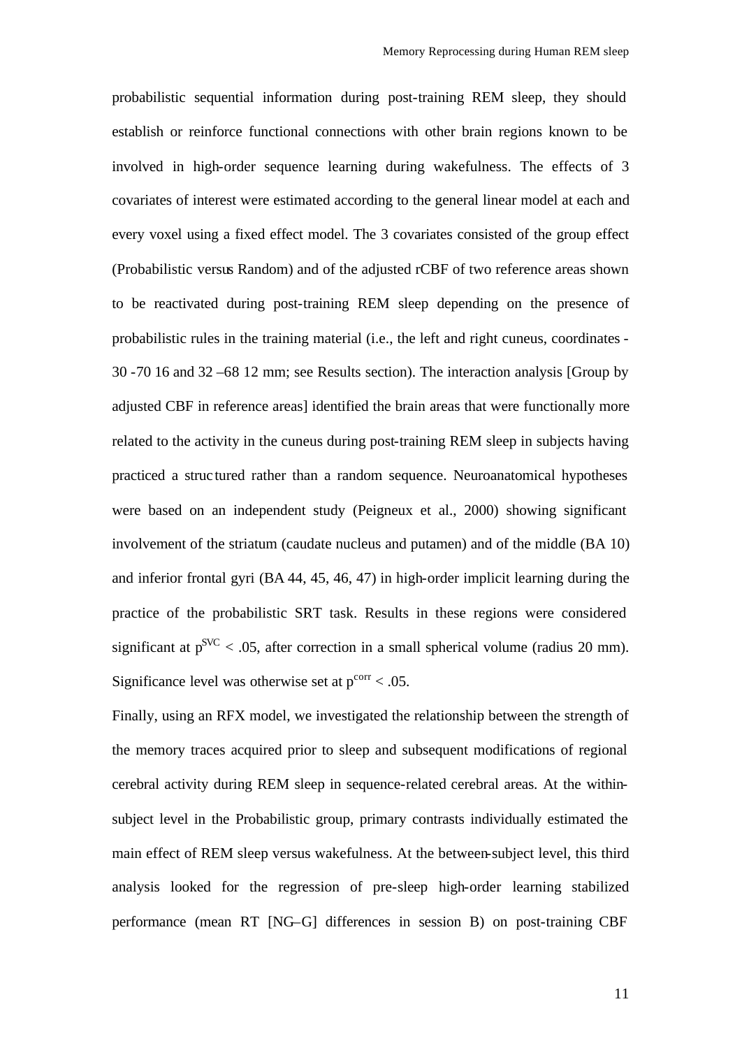probabilistic sequential information during post-training REM sleep, they should establish or reinforce functional connections with other brain regions known to be involved in high-order sequence learning during wakefulness. The effects of 3 covariates of interest were estimated according to the general linear model at each and every voxel using a fixed effect model. The 3 covariates consisted of the group effect (Probabilistic versus Random) and of the adjusted rCBF of two reference areas shown to be reactivated during post-training REM sleep depending on the presence of probabilistic rules in the training material (i.e., the left and right cuneus, coordinates -30 -70 16 and 32 –68 12 mm; see Results section). The interaction analysis [Group by adjusted CBF in reference areas] identified the brain areas that were functionally more related to the activity in the cuneus during post-training REM sleep in subjects having practiced a structured rather than a random sequence. Neuroanatomical hypotheses were based on an independent study (Peigneux et al., 2000) showing significant involvement of the striatum (caudate nucleus and putamen) and of the middle (BA 10) and inferior frontal gyri (BA 44, 45, 46, 47) in high-order implicit learning during the practice of the probabilistic SRT task. Results in these regions were considered significant at $p^{SVC} < .05$, after correction in a small spherical volume (radius 20 mm). Significance level was otherwise set at $p^{corr} < .05$.

Finally, using an RFX model, we investigated the relationship between the strength of the memory traces acquired prior to sleep and subsequent modifications of regional cerebral activity during REM sleep in sequence-related cerebral areas. At the within-subject level in the Probabilistic group, primary contrasts individually estimated the main effect of REM sleep versus wakefulness. At the between-subject level, this third analysis looked for the regression of pre-sleep high-order learning stabilized performance (mean RT [NG–G] differences in session B) on post-training CBF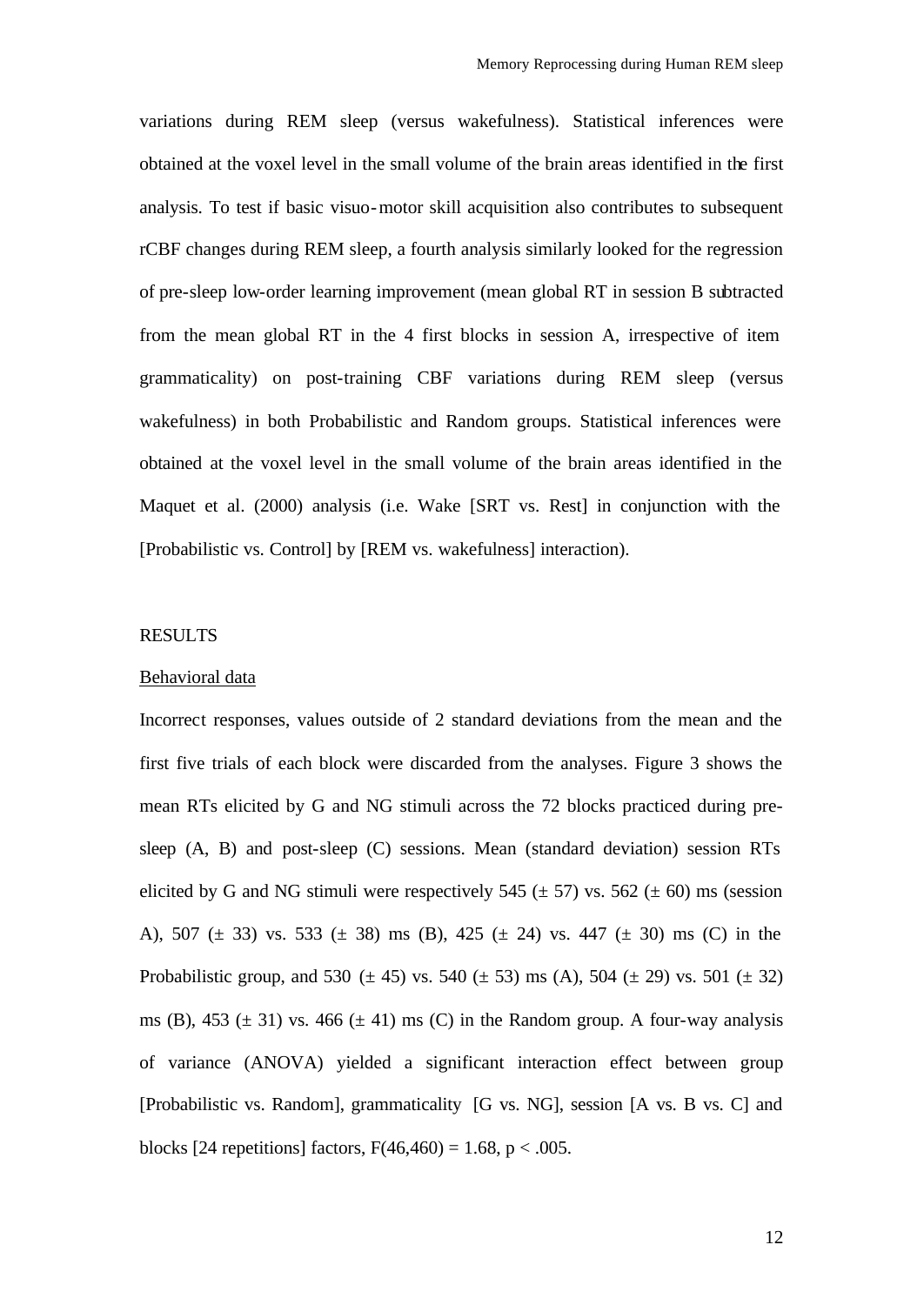variations during REM sleep (versus wakefulness). Statistical inferences were obtained at the voxel level in the small volume of the brain areas identified in the first analysis. To test if basic visuo-motor skill acquisition also contributes to subsequent rCBF changes during REM sleep, a fourth analysis similarly looked for the regression of pre-sleep low-order learning improvement (mean global RT in session B subtracted from the mean global RT in the 4 first blocks in session A, irrespective of item grammaticality) on post-training CBF variations during REM sleep (versus wakefulness) in both Probabilistic and Random groups. Statistical inferences were obtained at the voxel level in the small volume of the brain areas identified in the Maquet et al. (2000) analysis (i.e. Wake [SRT vs. Rest] in conjunction with the [Probabilistic vs. Control] by [REM vs. wakefulness] interaction).

## RESULTS

### Behavioral data

Incorrect responses, values outside of 2 standard deviations from the mean and the first five trials of each block were discarded from the analyses. Figure 3 shows the mean RTs elicited by G and NG stimuli across the 72 blocks practiced during pre-sleep (A, B) and post-sleep (C) sessions. Mean (standard deviation) session RTs elicited by G and NG stimuli were respectively 545 ($\pm$ 57) vs. 562 ($\pm$ 60) ms (session A), 507 ($\pm$ 33) vs. 533 ($\pm$ 38) ms (B), 425 ($\pm$ 24) vs. 447 ($\pm$ 30) ms (C) in the Probabilistic group, and 530 ($\pm$ 45) vs. 540 ($\pm$ 53) ms (A), 504 ($\pm$ 29) vs. 501 ($\pm$ 32) ms (B), 453 ($\pm$ 31) vs. 466 ($\pm$ 41) ms (C) in the Random group. A four-way analysis of variance (ANOVA) yielded a significant interaction effect between group [Probabilistic vs. Random], grammaticality [G vs. NG], session [A vs. B vs. C] and blocks [24 repetitions] factors, $F(46,460) = 1.68$, $p < .005$.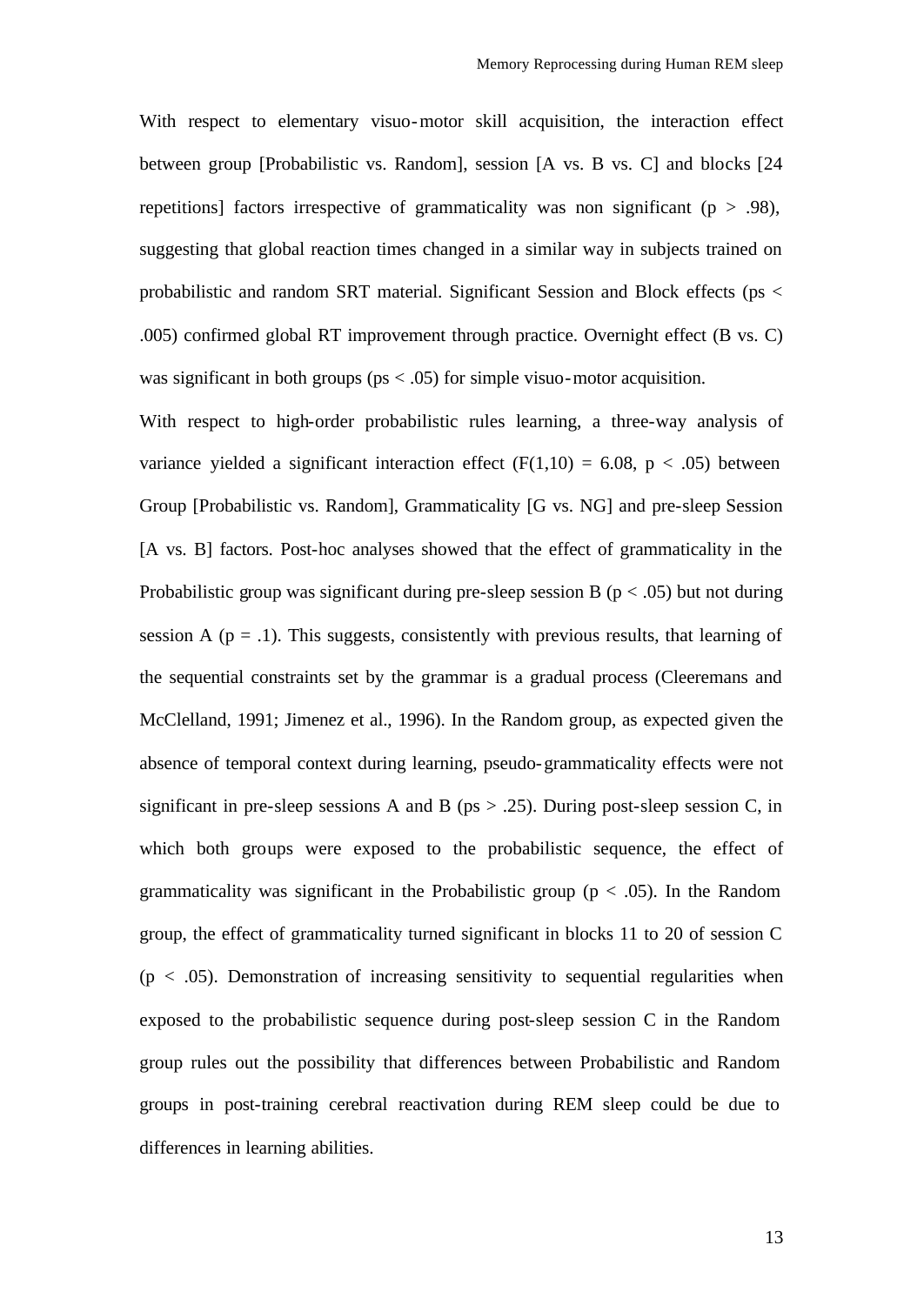With respect to elementary visuo-motor skill acquisition, the interaction effect between group [Probabilistic vs. Random], session [A vs. B vs. C] and blocks [24 repetitions] factors irrespective of grammaticality was non significant ($p > .98$), suggesting that global reaction times changed in a similar way in subjects trained on probabilistic and random SRT material. Significant Session and Block effects ($ps < .005$) confirmed global RT improvement through practice. Overnight effect (B vs. C) was significant in both groups ($ps < .05$) for simple visuo-motor acquisition.

With respect to high-order probabilistic rules learning, a three-way analysis of variance yielded a significant interaction effect ($F(1,10) = 6.08$, $p < .05$) between Group [Probabilistic vs. Random], Grammaticality [G vs. NG] and pre-sleep Session [A vs. B] factors. Post-hoc analyses showed that the effect of grammaticality in the Probabilistic group was significant during pre-sleep session B ($p < .05$) but not during session A ($p = .1$). This suggests, consistently with previous results, that learning of the sequential constraints set by the grammar is a gradual process (Cleeremans and McClelland, 1991; Jimenez et al., 1996). In the Random group, as expected given the absence of temporal context during learning, pseudo-grammaticality effects were not significant in pre-sleep sessions A and B ($ps > .25$). During post-sleep session C, in which both groups were exposed to the probabilistic sequence, the effect of grammaticality was significant in the Probabilistic group ($p < .05$). In the Random group, the effect of grammaticality turned significant in blocks 11 to 20 of session C ($p < .05$). Demonstration of increasing sensitivity to sequential regularities when exposed to the probabilistic sequence during post-sleep session C in the Random group rules out the possibility that differences between Probabilistic and Random groups in post-training cerebral reactivation during REM sleep could be due to differences in learning abilities.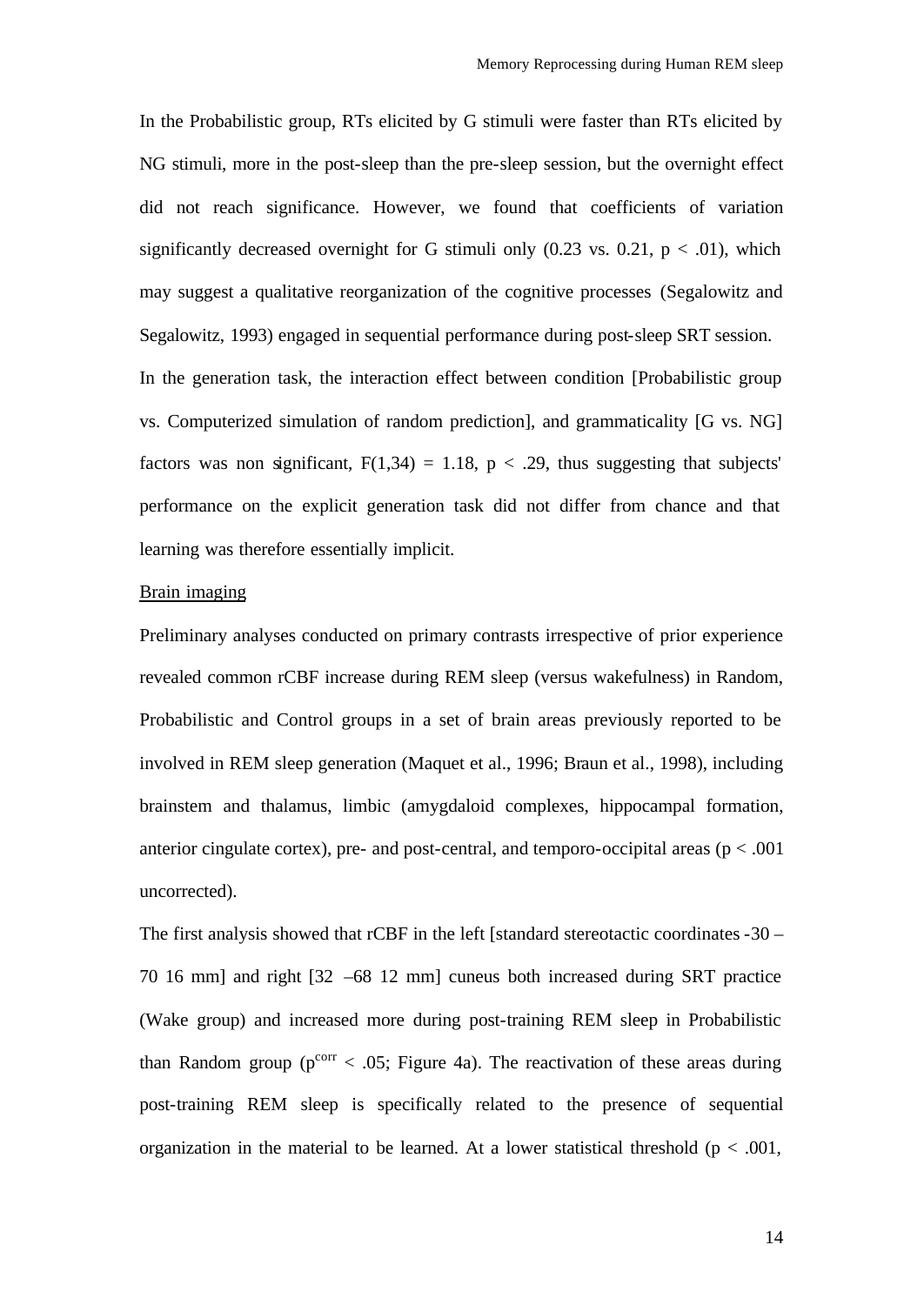In the Probabilistic group, RTs elicited by G stimuli were faster than RTs elicited by NG stimuli, more in the post-sleep than the pre-sleep session, but the overnight effect did not reach significance. However, we found that coefficients of variation significantly decreased overnight for G stimuli only (0.23 vs. 0.21, $p < .01$), which may suggest a qualitative reorganization of the cognitive processes (Segalowitz and Segalowitz, 1993) engaged in sequential performance during post-sleep SRT session.

In the generation task, the interaction effect between condition [Probabilistic group vs. Computerized simulation of random prediction], and grammaticality [G vs. NG] factors was non significant, $F(1,34) = 1.18$, $p < .29$, thus suggesting that subjects' performance on the explicit generation task did not differ from chance and that learning was therefore essentially implicit.

Brain imaging

Preliminary analyses conducted on primary contrasts irrespective of prior experience revealed common rCBF increase during REM sleep (versus wakefulness) in Random, Probabilistic and Control groups in a set of brain areas previously reported to be involved in REM sleep generation (Maquet et al., 1996; Braun et al., 1998), including brainstem and thalamus, limbic (amygdaloid complexes, hippocampal formation, anterior cingulate cortex), pre- and post-central, and temporo-occipital areas ($p < .001$ uncorrected).

The first analysis showed that rCBF in the left [standard stereotactic coordinates -30 –70 16 mm] and right [32 –68 12 mm] cuneus both increased during SRT practice (Wake group) and increased more during post-training REM sleep in Probabilistic than Random group ($p^{corr} < .05$; Figure 4a). The reactivation of these areas during post-training REM sleep is specifically related to the presence of sequential organization in the material to be learned. At a lower statistical threshold ($p < .001$,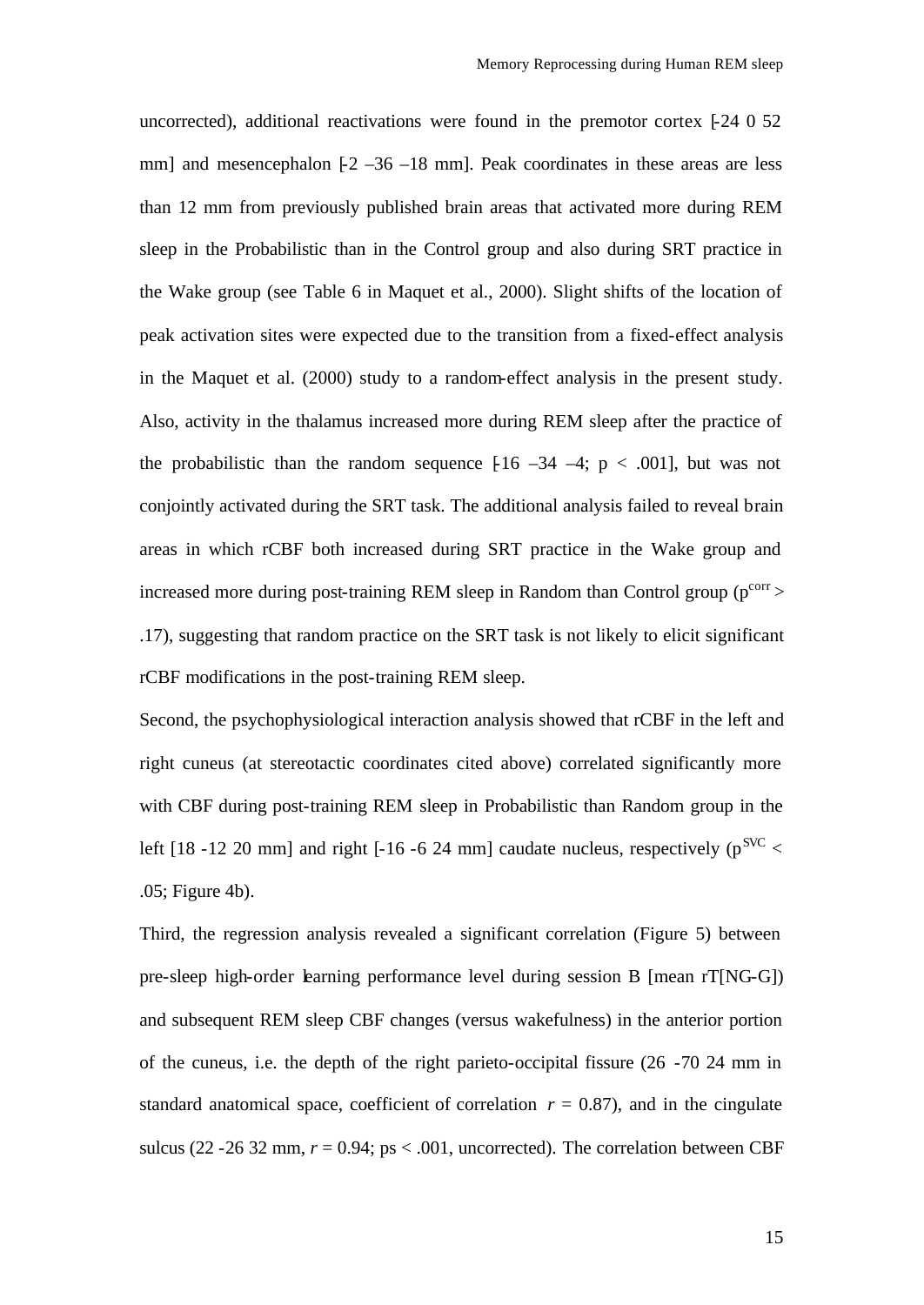uncorrected), additional reactivations were found in the premotor cortex [-24 0 52 mm] and mesencephalon [-2 –36 –18 mm]. Peak coordinates in these areas are less than 12 mm from previously published brain areas that activated more during REM sleep in the Probabilistic than in the Control group and also during SRT practice in the Wake group (see Table 6 in Maquet et al., 2000). Slight shifts of the location of peak activation sites were expected due to the transition from a fixed-effect analysis in the Maquet et al. (2000) study to a random-effect analysis in the present study. Also, activity in the thalamus increased more during REM sleep after the practice of the probabilistic than the random sequence [-16 –34 –4; $p < .001$], but was not conjointly activated during the SRT task. The additional analysis failed to reveal brain areas in which rCBF both increased during SRT practice in the Wake group and increased more during post-training REM sleep in Random than Control group ($p^{corr} > .17$), suggesting that random practice on the SRT task is not likely to elicit significant rCBF modifications in the post-training REM sleep.

Second, the psychophysiological interaction analysis showed that rCBF in the left and right cuneus (at stereotactic coordinates cited above) correlated significantly more with CBF during post-training REM sleep in Probabilistic than Random group in the left [18 -12 20 mm] and right [-16 -6 24 mm] caudate nucleus, respectively ($p^{SVC} < .05$; Figure 4b).

Third, the regression analysis revealed a significant correlation (Figure 5) between pre-sleep high-order learning performance level during session B [mean rT[NG-G]) and subsequent REM sleep CBF changes (versus wakefulness) in the anterior portion of the cuneus, i.e. the depth of the right parieto-occipital fissure (26 -70 24 mm in standard anatomical space, coefficient of correlation $r = 0.87$), and in the cingulate sulcus (22 -26 32 mm, $r = 0.94$; ps $< .001$, uncorrected). The correlation between CBF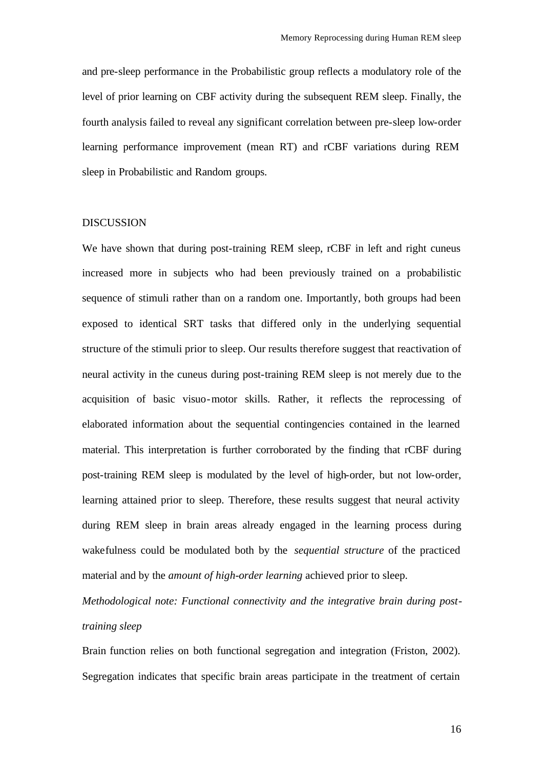and pre-sleep performance in the Probabilistic group reflects a modulatory role of the level of prior learning on CBF activity during the subsequent REM sleep. Finally, the fourth analysis failed to reveal any significant correlation between pre-sleep low-order learning performance improvement (mean RT) and rCBF variations during REM sleep in Probabilistic and Random groups.

## DISCUSSION

We have shown that during post-training REM sleep, rCBF in left and right cuneus increased more in subjects who had been previously trained on a probabilistic sequence of stimuli rather than on a random one. Importantly, both groups had been exposed to identical SRT tasks that differed only in the underlying sequential structure of the stimuli prior to sleep. Our results therefore suggest that reactivation of neural activity in the cuneus during post-training REM sleep is not merely due to the acquisition of basic visuo-motor skills. Rather, it reflects the reprocessing of elaborated information about the sequential contingencies contained in the learned material. This interpretation is further corroborated by the finding that rCBF during post-training REM sleep is modulated by the level of high-order, but not low-order, learning attained prior to sleep. Therefore, these results suggest that neural activity during REM sleep in brain areas already engaged in the learning process during wakefulness could be modulated both by the *sequential structure* of the practiced material and by the *amount of high-order learning* achieved prior to sleep.

### *Methodological note: Functional connectivity and the integrative brain during post-training sleep*

Brain function relies on both functional segregation and integration (Friston, 2002). Segregation indicates that specific brain areas participate in the treatment of certain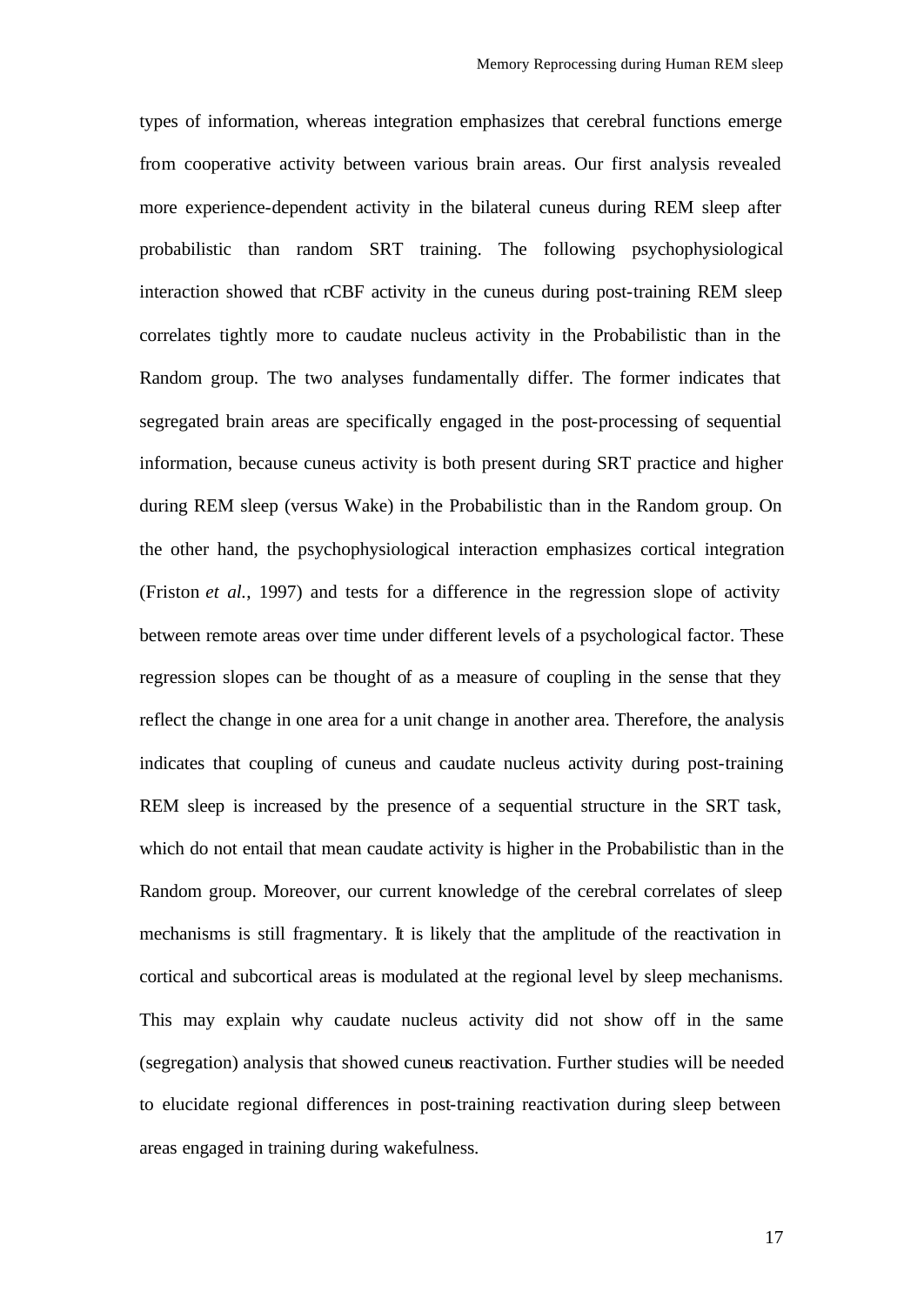types of information, whereas integration emphasizes that cerebral functions emerge from cooperative activity between various brain areas. Our first analysis revealed more experience-dependent activity in the bilateral cuneus during REM sleep after probabilistic than random SRT training. The following psychophysiological interaction showed that rCBF activity in the cuneus during post-training REM sleep correlates tightly more to caudate nucleus activity in the Probabilistic than in the Random group. The two analyses fundamentally differ. The former indicates that segregated brain areas are specifically engaged in the post-processing of sequential information, because cuneus activity is both present during SRT practice and higher during REM sleep (versus Wake) in the Probabilistic than in the Random group. On the other hand, the psychophysiological interaction emphasizes cortical integration (Friston *et al.*, 1997) and tests for a difference in the regression slope of activity between remote areas over time under different levels of a psychological factor. These regression slopes can be thought of as a measure of coupling in the sense that they reflect the change in one area for a unit change in another area. Therefore, the analysis indicates that coupling of cuneus and caudate nucleus activity during post-training REM sleep is increased by the presence of a sequential structure in the SRT task, which do not entail that mean caudate activity is higher in the Probabilistic than in the Random group. Moreover, our current knowledge of the cerebral correlates of sleep mechanisms is still fragmentary. It is likely that the amplitude of the reactivation in cortical and subcortical areas is modulated at the regional level by sleep mechanisms. This may explain why caudate nucleus activity did not show off in the same (segregation) analysis that showed cuneus reactivation. Further studies will be needed to elucidate regional differences in post-training reactivation during sleep between areas engaged in training during wakefulness.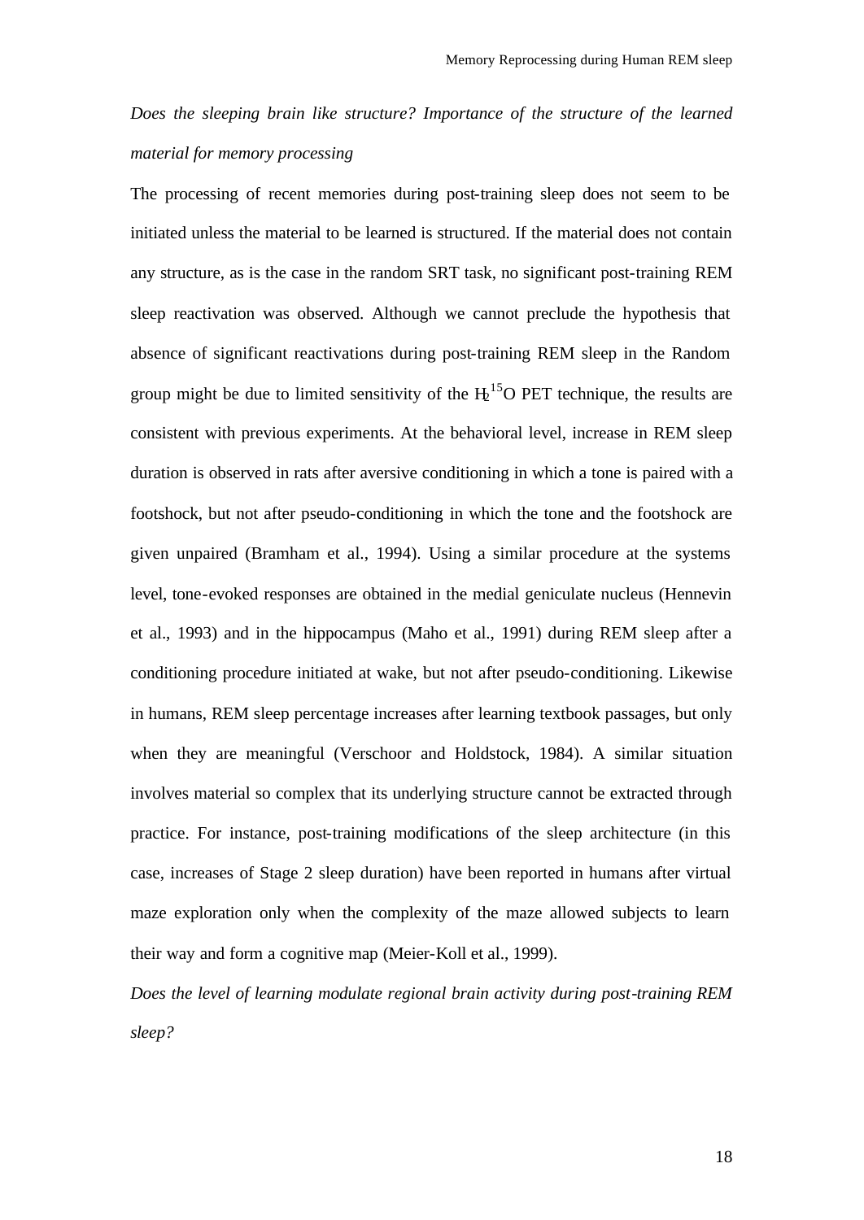*Does the sleeping brain like structure? Importance of the structure of the learned material for memory processing*

The processing of recent memories during post-training sleep does not seem to be initiated unless the material to be learned is structured. If the material does not contain any structure, as is the case in the random SRT task, no significant post-training REM sleep reactivation was observed. Although we cannot preclude the hypothesis that absence of significant reactivations during post-training REM sleep in the Random group might be due to limited sensitivity of the $H_2^{15}O$ PET technique, the results are consistent with previous experiments. At the behavioral level, increase in REM sleep duration is observed in rats after aversive conditioning in which a tone is paired with a footshock, but not after pseudo-conditioning in which the tone and the footshock are given unpaired (Bramham et al., 1994). Using a similar procedure at the systems level, tone-evoked responses are obtained in the medial geniculate nucleus (Hennevin et al., 1993) and in the hippocampus (Maho et al., 1991) during REM sleep after a conditioning procedure initiated at wake, but not after pseudo-conditioning. Likewise in humans, REM sleep percentage increases after learning textbook passages, but only when they are meaningful (Verschoor and Holdstock, 1984). A similar situation involves material so complex that its underlying structure cannot be extracted through practice. For instance, post-training modifications of the sleep architecture (in this case, increases of Stage 2 sleep duration) have been reported in humans after virtual maze exploration only when the complexity of the maze allowed subjects to learn their way and form a cognitive map (Meier-Koll et al., 1999).

*Does the level of learning modulate regional brain activity during post-training REM sleep?*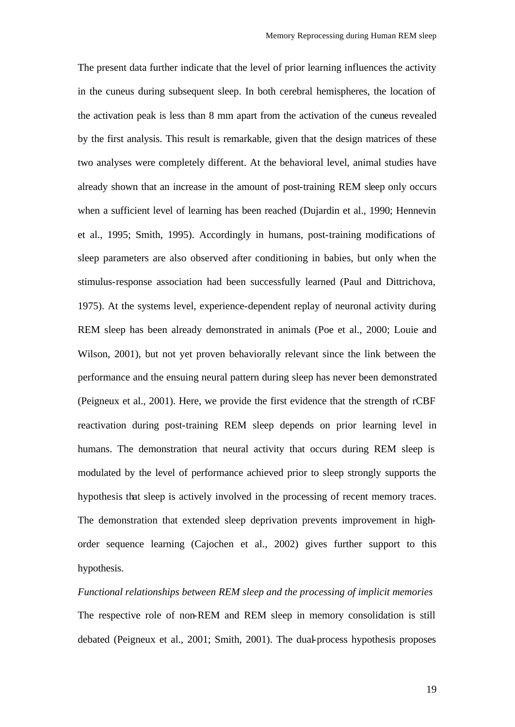The present data further indicate that the level of prior learning influences the activity in the cuneus during subsequent sleep. In both cerebral hemispheres, the location of the activation peak is less than 8 mm apart from the activation of the cuneus revealed by the first analysis. This result is remarkable, given that the design matrices of these two analyses were completely different. At the behavioral level, animal studies have already shown that an increase in the amount of post-training REM sleep only occurs when a sufficient level of learning has been reached (Dujardin et al., 1990; Hennevin et al., 1995; Smith, 1995). Accordingly in humans, post-training modifications of sleep parameters are also observed after conditioning in babies, but only when the stimulus-response association had been successfully learned (Paul and Dittrichova, 1975). At the systems level, experience-dependent replay of neuronal activity during REM sleep has been already demonstrated in animals (Poe et al., 2000; Louie and Wilson, 2001), but not yet proven behaviorally relevant since the link between the performance and the ensuing neural pattern during sleep has never been demonstrated (Peigneux et al., 2001). Here, we provide the first evidence that the strength of rCBF reactivation during post-training REM sleep depends on prior learning level in humans. The demonstration that neural activity that occurs during REM sleep is modulated by the level of performance achieved prior to sleep strongly supports the hypothesis that sleep is actively involved in the processing of recent memory traces. The demonstration that extended sleep deprivation prevents improvement in high-order sequence learning (Cajochen et al., 2002) gives further support to this hypothesis.

*Functional relationships between REM sleep and the processing of implicit memories*

The respective role of non-REM and REM sleep in memory consolidation is still debated (Peigneux et al., 2001; Smith, 2001). The dual-process hypothesis proposes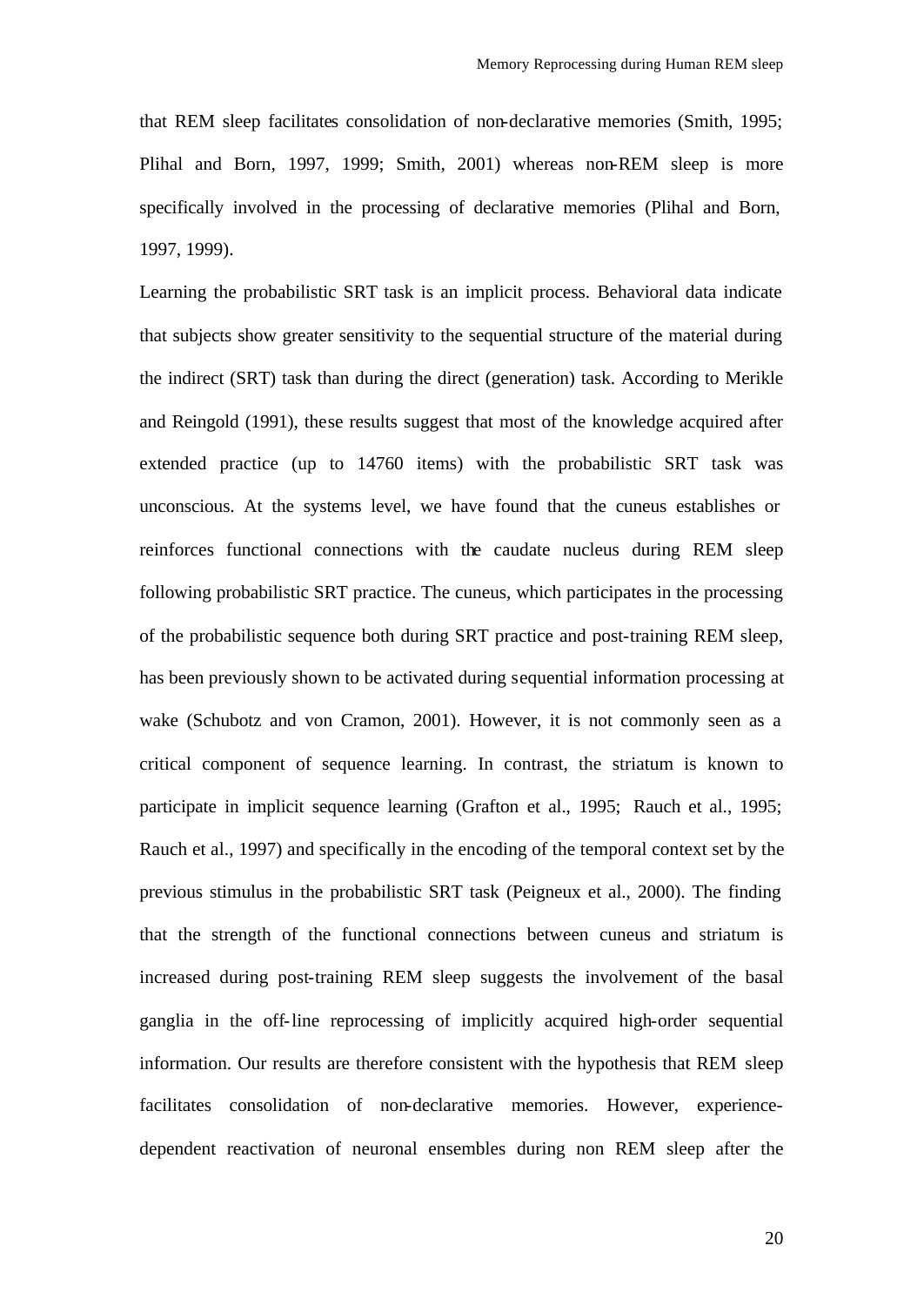that REM sleep facilitates consolidation of non-declarative memories (Smith, 1995; Plihal and Born, 1997, 1999; Smith, 2001) whereas non-REM sleep is more specifically involved in the processing of declarative memories (Plihal and Born, 1997, 1999).

Learning the probabilistic SRT task is an implicit process. Behavioral data indicate that subjects show greater sensitivity to the sequential structure of the material during the indirect (SRT) task than during the direct (generation) task. According to Merikle and Reingold (1991), these results suggest that most of the knowledge acquired after extended practice (up to 14760 items) with the probabilistic SRT task was unconscious. At the systems level, we have found that the cuneus establishes or reinforces functional connections with the caudate nucleus during REM sleep following probabilistic SRT practice. The cuneus, which participates in the processing of the probabilistic sequence both during SRT practice and post-training REM sleep, has been previously shown to be activated during sequential information processing at wake (Schubotz and von Cramon, 2001). However, it is not commonly seen as a critical component of sequence learning. In contrast, the striatum is known to participate in implicit sequence learning (Grafton et al., 1995; Rauch et al., 1995; Rauch et al., 1997) and specifically in the encoding of the temporal context set by the previous stimulus in the probabilistic SRT task (Peigneux et al., 2000). The finding that the strength of the functional connections between cuneus and striatum is increased during post-training REM sleep suggests the involvement of the basal ganglia in the off-line reprocessing of implicitly acquired high-order sequential information. Our results are therefore consistent with the hypothesis that REM sleep facilitates consolidation of non-declarative memories. However, experience-dependent reactivation of neuronal ensembles during non REM sleep after the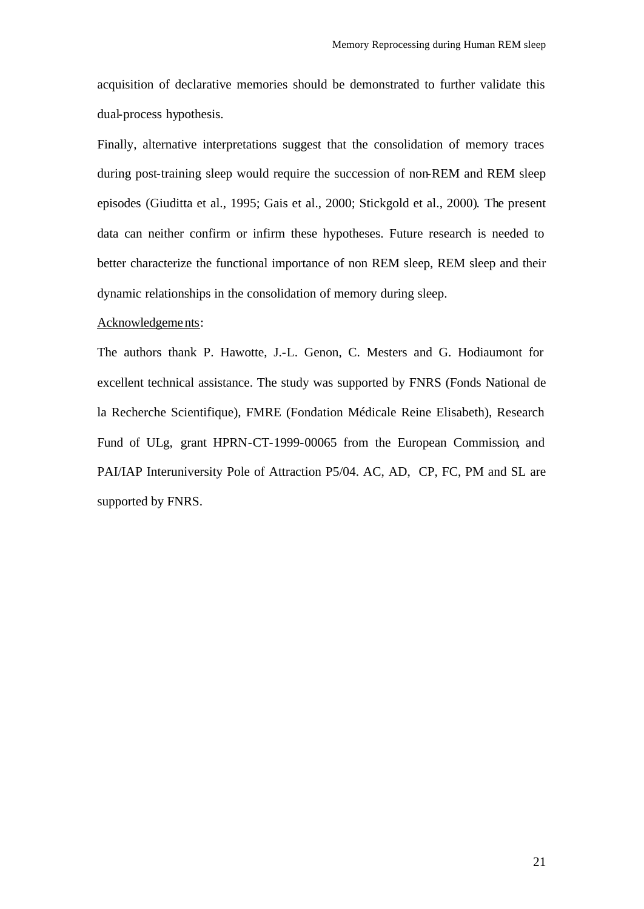acquisition of declarative memories should be demonstrated to further validate this dual-process hypothesis.

Finally, alternative interpretations suggest that the consolidation of memory traces during post-training sleep would require the succession of non-REM and REM sleep episodes (Giuditta et al., 1995; Gais et al., 2000; Stickgold et al., 2000). The present data can neither confirm or infirm these hypotheses. Future research is needed to better characterize the functional importance of non REM sleep, REM sleep and their dynamic relationships in the consolidation of memory during sleep.

Acknowledgements:

The authors thank P. Hawotte, J.-L. Genon, C. Mesters and G. Hodiaumont for excellent technical assistance. The study was supported by FNRS (Fonds National de la Recherche Scientifique), FMRE (Fondation Médicale Reine Elisabeth), Research Fund of ULg, grant HPRN-CT-1999-00065 from the European Commission, and PAI/IAP Interuniversity Pole of Attraction P5/04. AC, AD, CP, FC, PM and SL are supported by FNRS.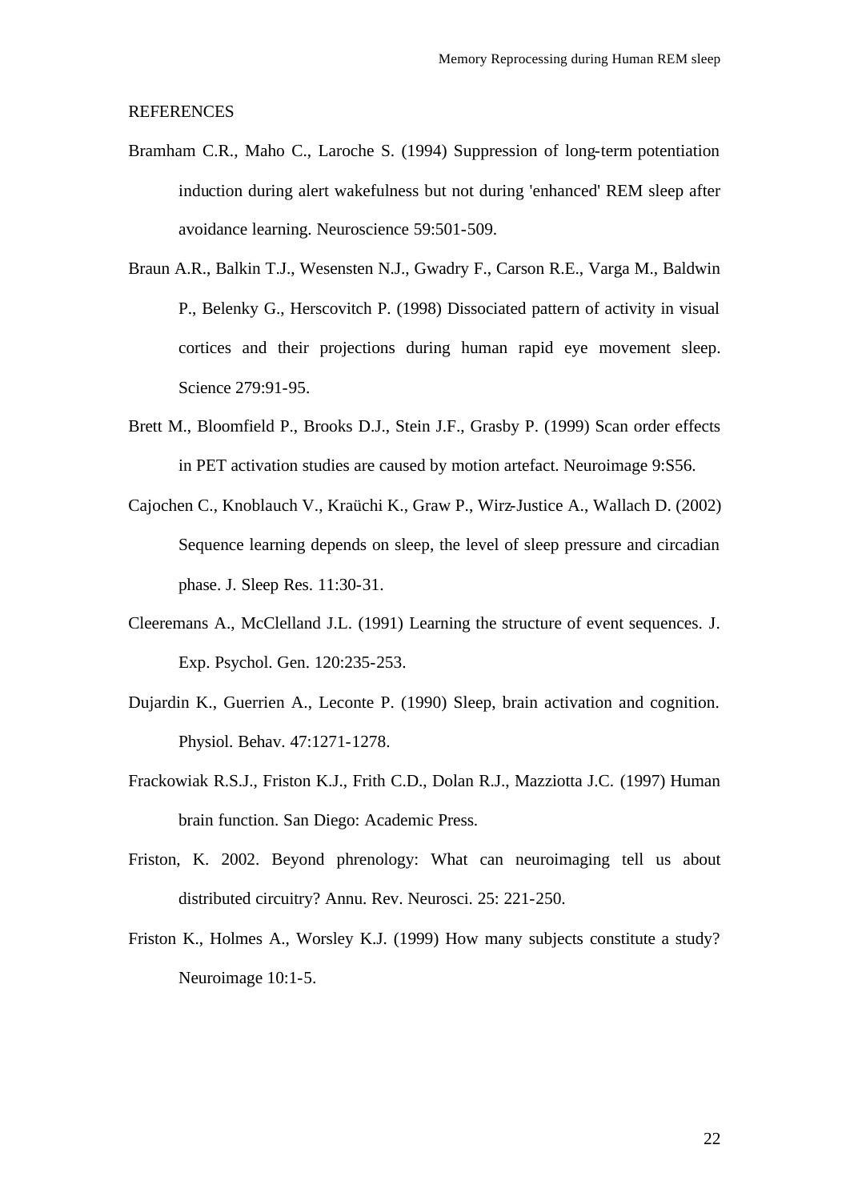REFERENCES

Bramham C.R., Maho C., Laroche S. (1994) Suppression of long-term potentiation induction during alert wakefulness but not during 'enhanced' REM sleep after avoidance learning. Neuroscience 59:501-509.

Braun A.R., Balkin T.J., Wesensten N.J., Gwadry F., Carson R.E., Varga M., Baldwin P., Belenky G., Herscovitch P. (1998) Dissociated pattern of activity in visual cortices and their projections during human rapid eye movement sleep. Science 279:91-95.

Brett M., Bloomfield P., Brooks D.J., Stein J.F., Grasby P. (1999) Scan order effects in PET activation studies are caused by motion artefact. Neuroimage 9:S56.

Cajochen C., Knoblauch V., Kraüchi K., Graw P., Wirz-Justice A., Wallach D. (2002) Sequence learning depends on sleep, the level of sleep pressure and circadian phase. J. Sleep Res. 11:30-31.

Cleeremans A., McClelland J.L. (1991) Learning the structure of event sequences. J. Exp. Psychol. Gen. 120:235-253.

Dujardin K., Guerrien A., Leconte P. (1990) Sleep, brain activation and cognition. Physiol. Behav. 47:1271-1278.

Frackowiak R.S.J., Friston K.J., Frith C.D., Dolan R.J., Mazziotta J.C. (1997) Human brain function. San Diego: Academic Press.

Friston, K. 2002. Beyond phrenology: What can neuroimaging tell us about distributed circuitry? Annu. Rev. Neurosci. 25: 221-250.

Friston K., Holmes A., Worsley K.J. (1999) How many subjects constitute a study? Neuroimage 10:1-5.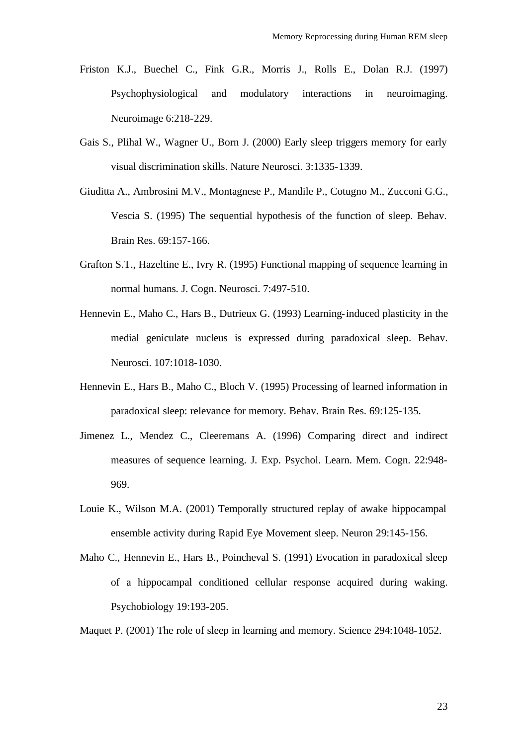Friston K.J., Buechel C., Fink G.R., Morris J., Rolls E., Dolan R.J. (1997) Psychophysiological and modulatory interactions in neuroimaging. Neuroimage 6:218-229.

Gais S., Plihal W., Wagner U., Born J. (2000) Early sleep triggers memory for early visual discrimination skills. Nature Neurosci. 3:1335-1339.

Giuditta A., Ambrosini M.V., Montagnese P., Mandile P., Cotugno M., Zucconi G.G., Vescia S. (1995) The sequential hypothesis of the function of sleep. Behav. Brain Res. 69:157-166.

Grafton S.T., Hazeltine E., Ivry R. (1995) Functional mapping of sequence learning in normal humans. J. Cogn. Neurosci. 7:497-510.

Hennevin E., Maho C., Hars B., Dutrieux G. (1993) Learning-induced plasticity in the medial geniculate nucleus is expressed during paradoxical sleep. Behav. Neurosci. 107:1018-1030.

Hennevin E., Hars B., Maho C., Bloch V. (1995) Processing of learned information in paradoxical sleep: relevance for memory. Behav. Brain Res. 69:125-135.

Jimenez L., Mendez C., Cleeremans A. (1996) Comparing direct and indirect measures of sequence learning. J. Exp. Psychol. Learn. Mem. Cogn. 22:948-969.

Louie K., Wilson M.A. (2001) Temporally structured replay of awake hippocampal ensemble activity during Rapid Eye Movement sleep. Neuron 29:145-156.

Maho C., Hennevin E., Hars B., Poincheval S. (1991) Evocation in paradoxical sleep of a hippocampal conditioned cellular response acquired during waking. Psychobiology 19:193-205.

Maquet P. (2001) The role of sleep in learning and memory. Science 294:1048-1052.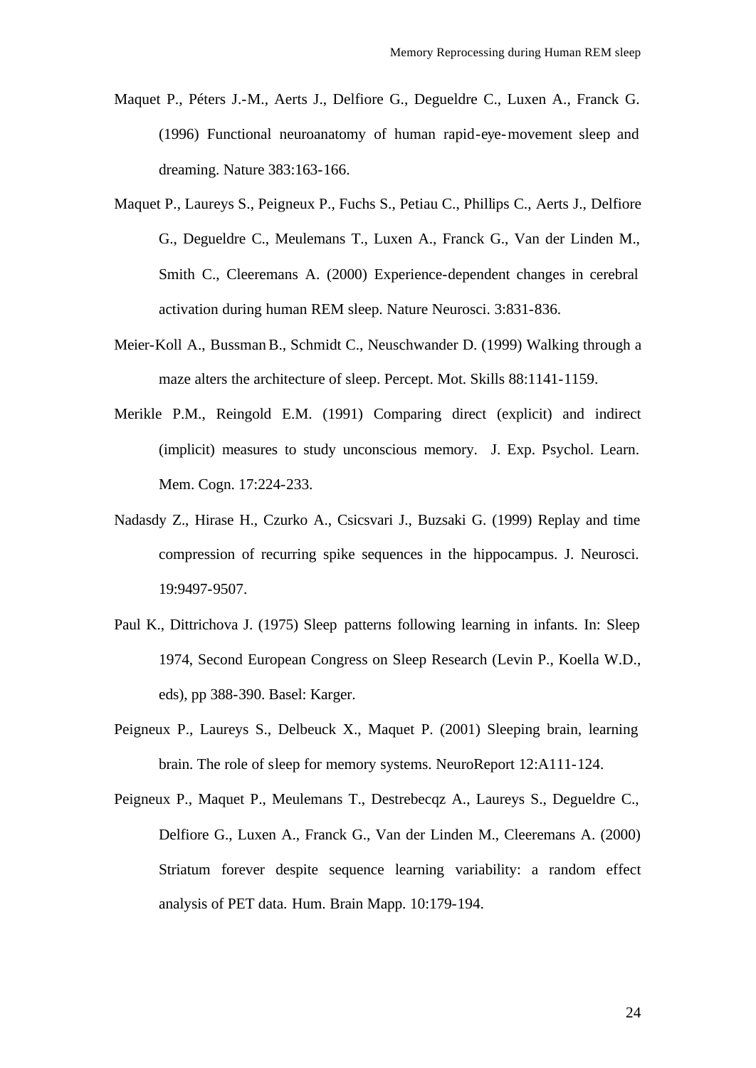Maquet P., Péters J.-M., Aerts J., Delfiore G., Degueldre C., Luxen A., Franck G. (1996) Functional neuroanatomy of human rapid-eye-movement sleep and dreaming. Nature 383:163-166.

Maquet P., Laureys S., Peigneux P., Fuchs S., Petiau C., Phillips C., Aerts J., Delfiore G., Degueldre C., Meulemans T., Luxen A., Franck G., Van der Linden M., Smith C., Cleeremans A. (2000) Experience-dependent changes in cerebral activation during human REM sleep. Nature Neurosci. 3:831-836.

Meier-Koll A., Bussman B., Schmidt C., Neuschwander D. (1999) Walking through a maze alters the architecture of sleep. Percept. Mot. Skills 88:1141-1159.

Merikle P.M., Reingold E.M. (1991) Comparing direct (explicit) and indirect (implicit) measures to study unconscious memory. J. Exp. Psychol. Learn. Mem. Cogn. 17:224-233.

Nadasdy Z., Hirase H., Czurko A., Csicsvari J., Buzsaki G. (1999) Replay and time compression of recurring spike sequences in the hippocampus. J. Neurosci. 19:9497-9507.

Paul K., Dittrichova J. (1975) Sleep patterns following learning in infants. In: Sleep 1974, Second European Congress on Sleep Research (Levin P., Koella W.D., eds), pp 388-390. Basel: Karger.

Peigneux P., Laureys S., Delbeuck X., Maquet P. (2001) Sleeping brain, learning brain. The role of sleep for memory systems. NeuroReport 12:A111-124.

Peigneux P., Maquet P., Meulemans T., Destrebecqz A., Laureys S., Degueldre C., Delfiore G., Luxen A., Franck G., Van der Linden M., Cleeremans A. (2000) Striatum forever despite sequence learning variability: a random effect analysis of PET data. Hum. Brain Mapp. 10:179-194.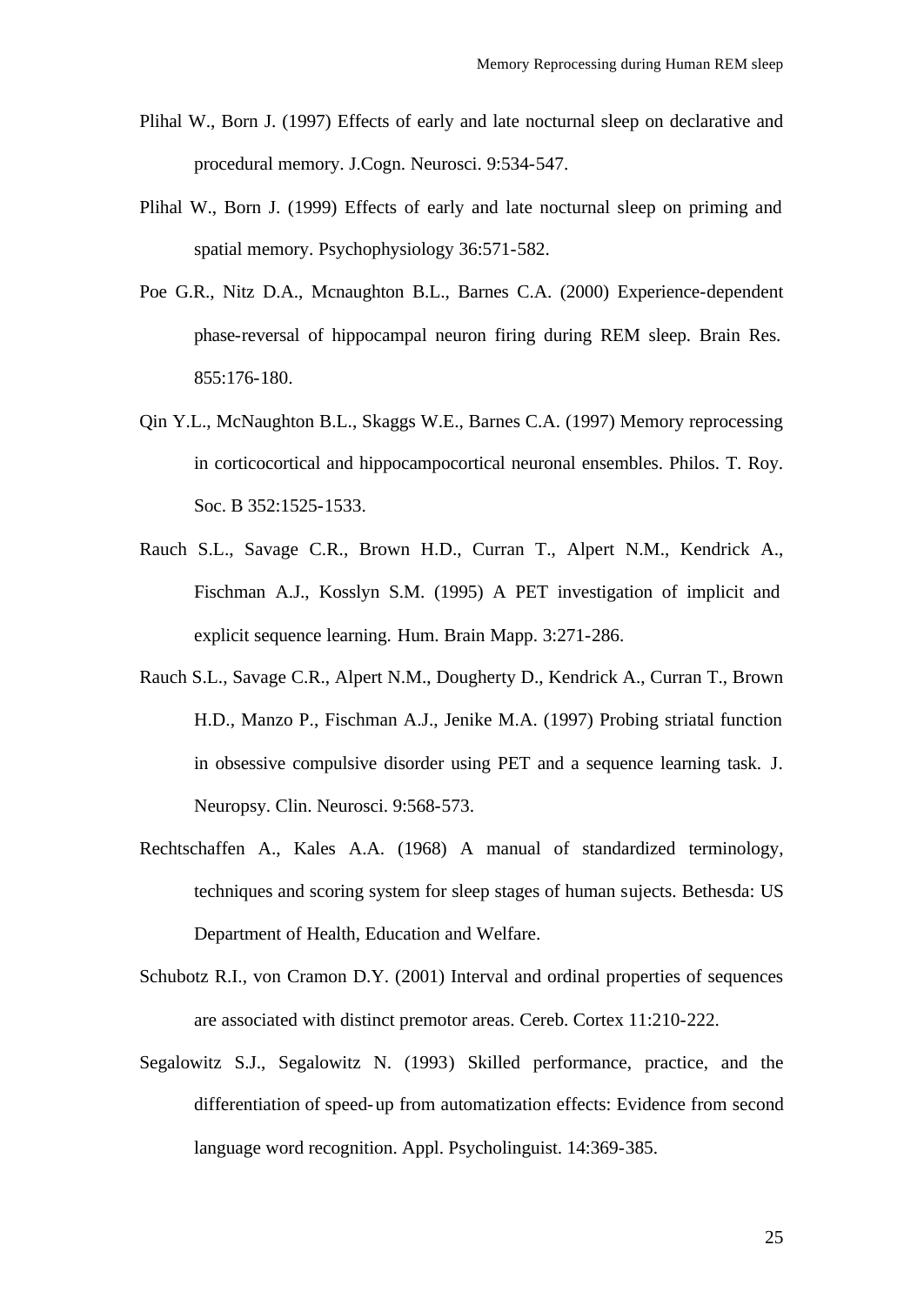Plihal W., Born J. (1997) Effects of early and late nocturnal sleep on declarative and procedural memory. J.Cogn. Neurosci. 9:534-547.

Plihal W., Born J. (1999) Effects of early and late nocturnal sleep on priming and spatial memory. Psychophysiology 36:571-582.

Poe G.R., Nitz D.A., Mcnaughton B.L., Barnes C.A. (2000) Experience-dependent phase-reversal of hippocampal neuron firing during REM sleep. Brain Res. 855:176-180.

Qin Y.L., McNaughton B.L., Skaggs W.E., Barnes C.A. (1997) Memory reprocessing in corticocortical and hippocampocortical neuronal ensembles. Philos. T. Roy. Soc. B 352:1525-1533.

Rauch S.L., Savage C.R., Brown H.D., Curran T., Alpert N.M., Kendrick A., Fischman A.J., Kosslyn S.M. (1995) A PET investigation of implicit and explicit sequence learning. Hum. Brain Mapp. 3:271-286.

Rauch S.L., Savage C.R., Alpert N.M., Dougherty D., Kendrick A., Curran T., Brown H.D., Manzo P., Fischman A.J., Jenike M.A. (1997) Probing striatal function in obsessive compulsive disorder using PET and a sequence learning task. J. Neuropsy. Clin. Neurosci. 9:568-573.

Rechtschaffen A., Kales A.A. (1968) A manual of standardized terminology, techniques and scoring system for sleep stages of human sujects. Bethesda: US Department of Health, Education and Welfare.

Schubotz R.I., von Cramon D.Y. (2001) Interval and ordinal properties of sequences are associated with distinct premotor areas. Cereb. Cortex 11:210-222.

Segalowitz S.J., Segalowitz N. (1993) Skilled performance, practice, and the differentiation of speed-up from automatization effects: Evidence from second language word recognition. Appl. Psycholinguist. 14:369-385.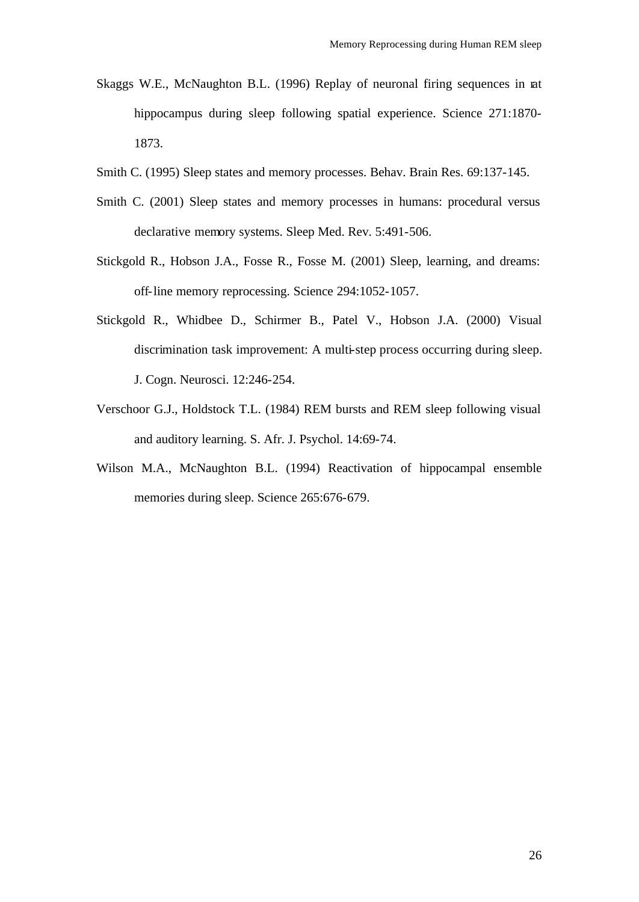Skaggs W.E., McNaughton B.L. (1996) Replay of neuronal firing sequences in rat hippocampus during sleep following spatial experience. Science 271:1870-1873.

Smith C. (1995) Sleep states and memory processes. Behav. Brain Res. 69:137-145.

Smith C. (2001) Sleep states and memory processes in humans: procedural versus declarative memory systems. Sleep Med. Rev. 5:491-506.

Stickgold R., Hobson J.A., Fosse R., Fosse M. (2001) Sleep, learning, and dreams: off-line memory reprocessing. Science 294:1052-1057.

Stickgold R., Whidbee D., Schirmer B., Patel V., Hobson J.A. (2000) Visual discrimination task improvement: A multi-step process occurring during sleep. J. Cogn. Neurosci. 12:246-254.

Verschoor G.J., Holdstock T.L. (1984) REM bursts and REM sleep following visual and auditory learning. S. Afr. J. Psychol. 14:69-74.

Wilson M.A., McNaughton B.L. (1994) Reactivation of hippocampal ensemble memories during sleep. Science 265:676-679.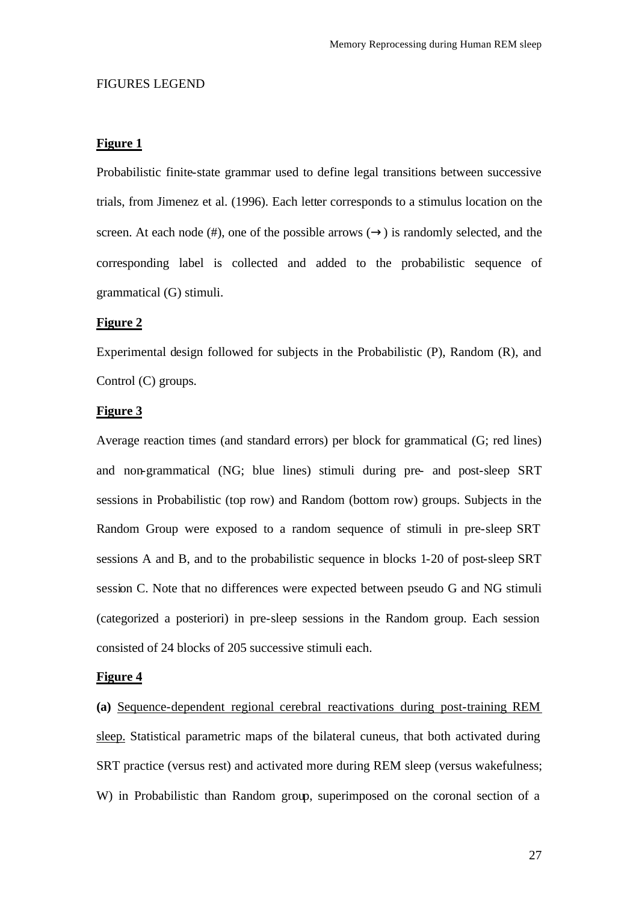FIGURES LEGEND

**Figure 1**

Probabilistic finite-state grammar used to define legal transitions between successive trials, from Jimenez et al. (1996). Each letter corresponds to a stimulus location on the screen. At each node (#), one of the possible arrows (→) is randomly selected, and the corresponding label is collected and added to the probabilistic sequence of grammatical (G) stimuli.

**Figure 2**

Experimental design followed for subjects in the Probabilistic (P), Random (R), and Control (C) groups.

**Figure 3**

Average reaction times (and standard errors) per block for grammatical (G; red lines) and non-grammatical (NG; blue lines) stimuli during pre- and post-sleep SRT sessions in Probabilistic (top row) and Random (bottom row) groups. Subjects in the Random Group were exposed to a random sequence of stimuli in pre-sleep SRT sessions A and B, and to the probabilistic sequence in blocks 1-20 of post-sleep SRT session C. Note that no differences were expected between pseudo G and NG stimuli (categorized a posteriori) in pre-sleep sessions in the Random group. Each session consisted of 24 blocks of 205 successive stimuli each.

**Figure 4**

**(a)** Sequence-dependent regional cerebral reactivations during post-training REM sleep. Statistical parametric maps of the bilateral cuneus, that both activated during SRT practice (versus rest) and activated more during REM sleep (versus wakefulness; W) in Probabilistic than Random group, superimposed on the coronal section of a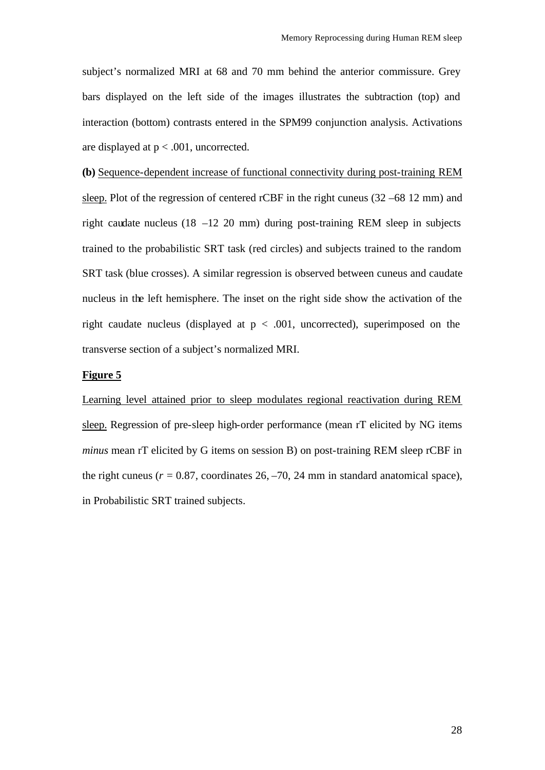subject's normalized MRI at 68 and 70 mm behind the anterior commissure. Grey bars displayed on the left side of the images illustrates the subtraction (top) and interaction (bottom) contrasts entered in the SPM99 conjunction analysis. Activations are displayed at $p < .001$, uncorrected.

**(b)** Sequence-dependent increase of functional connectivity during post-training REM sleep. Plot of the regression of centered rCBF in the right cuneus (32 –68 12 mm) and right caudate nucleus (18 –12 20 mm) during post-training REM sleep in subjects trained to the probabilistic SRT task (red circles) and subjects trained to the random SRT task (blue crosses). A similar regression is observed between cuneus and caudate nucleus in the left hemisphere. The inset on the right side show the activation of the right caudate nucleus (displayed at $p < .001$, uncorrected), superimposed on the transverse section of a subject's normalized MRI.

**Figure 5**

Learning level attained prior to sleep modulates regional reactivation during REM sleep. Regression of pre-sleep high-order performance (mean rT elicited by NG items *minus* mean rT elicited by G items on session B) on post-training REM sleep rCBF in the right cuneus ($r = 0.87$, coordinates 26, –70, 24 mm in standard anatomical space), in Probabilistic SRT trained subjects.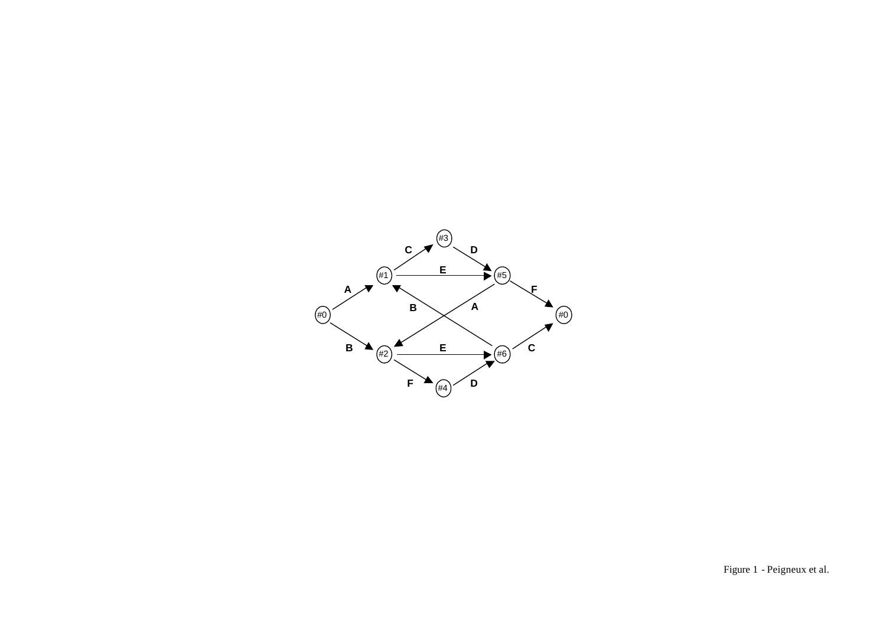Figure 1 - Peigneux et al.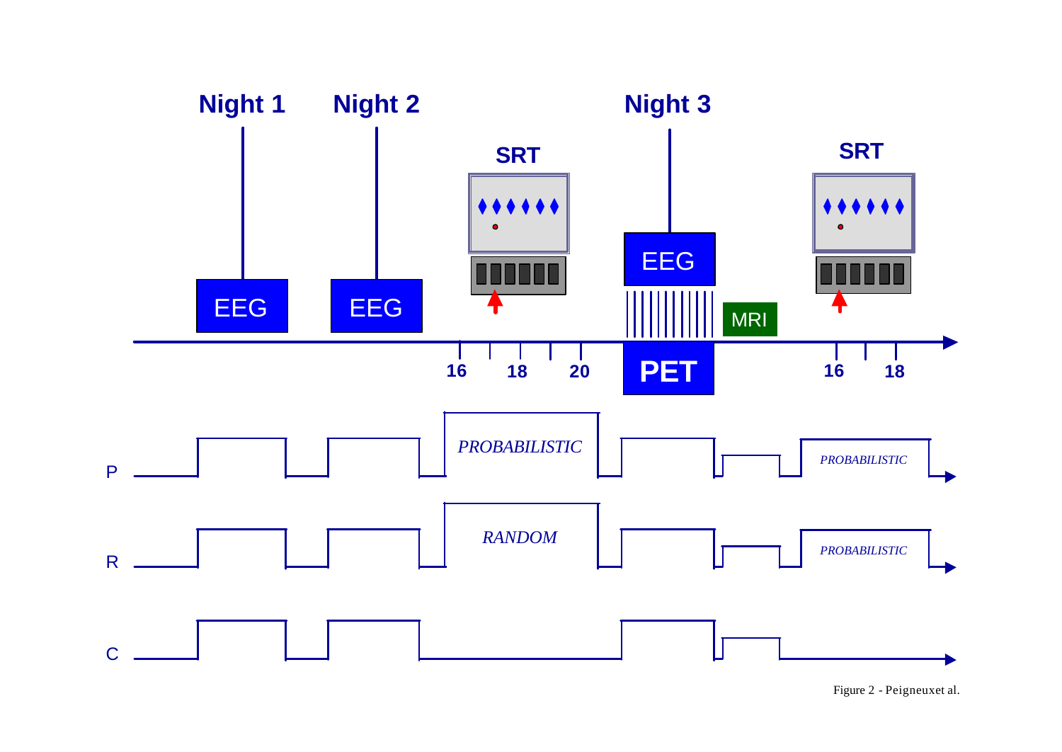Figure 2 - Peigneuxet al.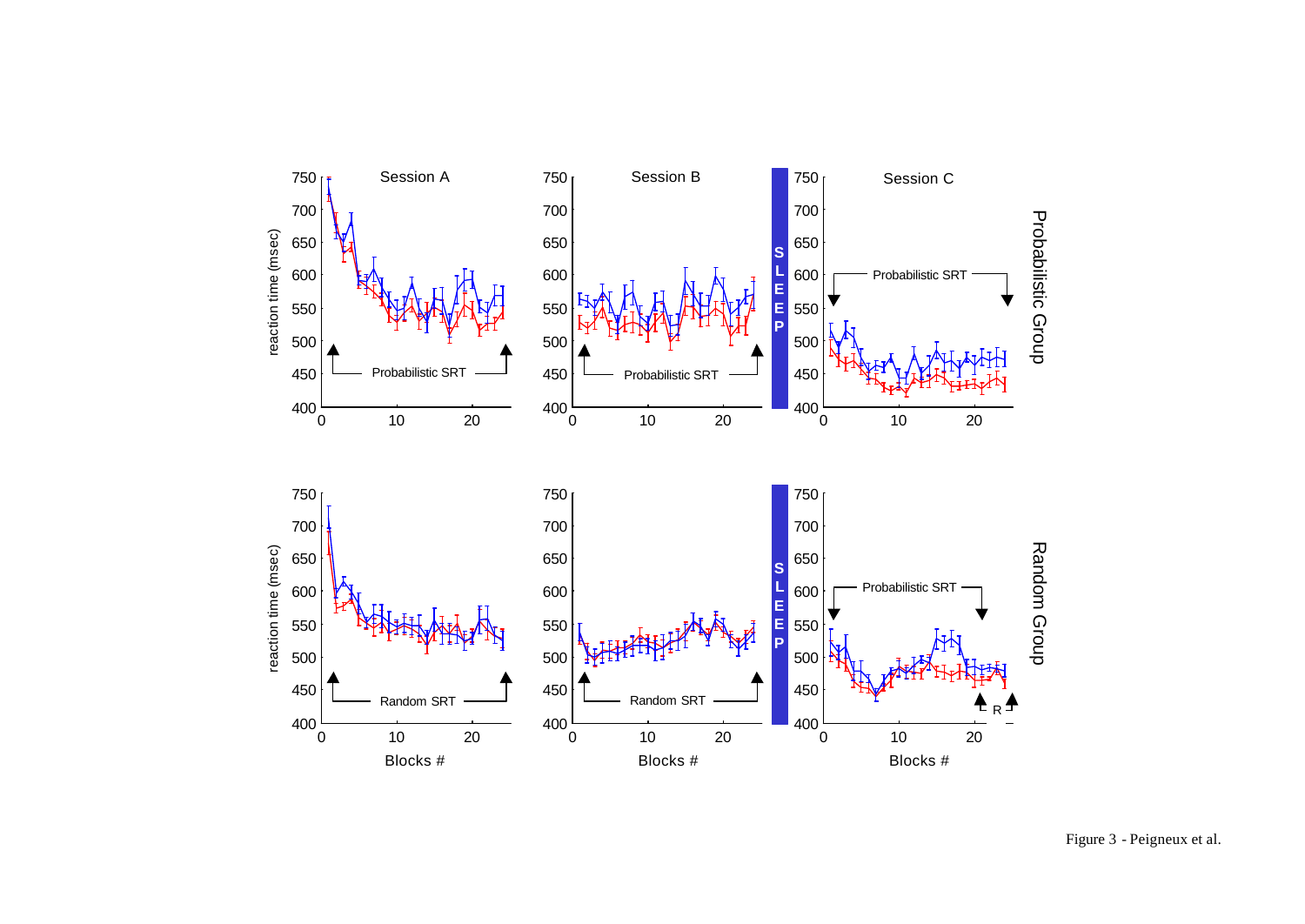Figure 3 - Peigneux et al.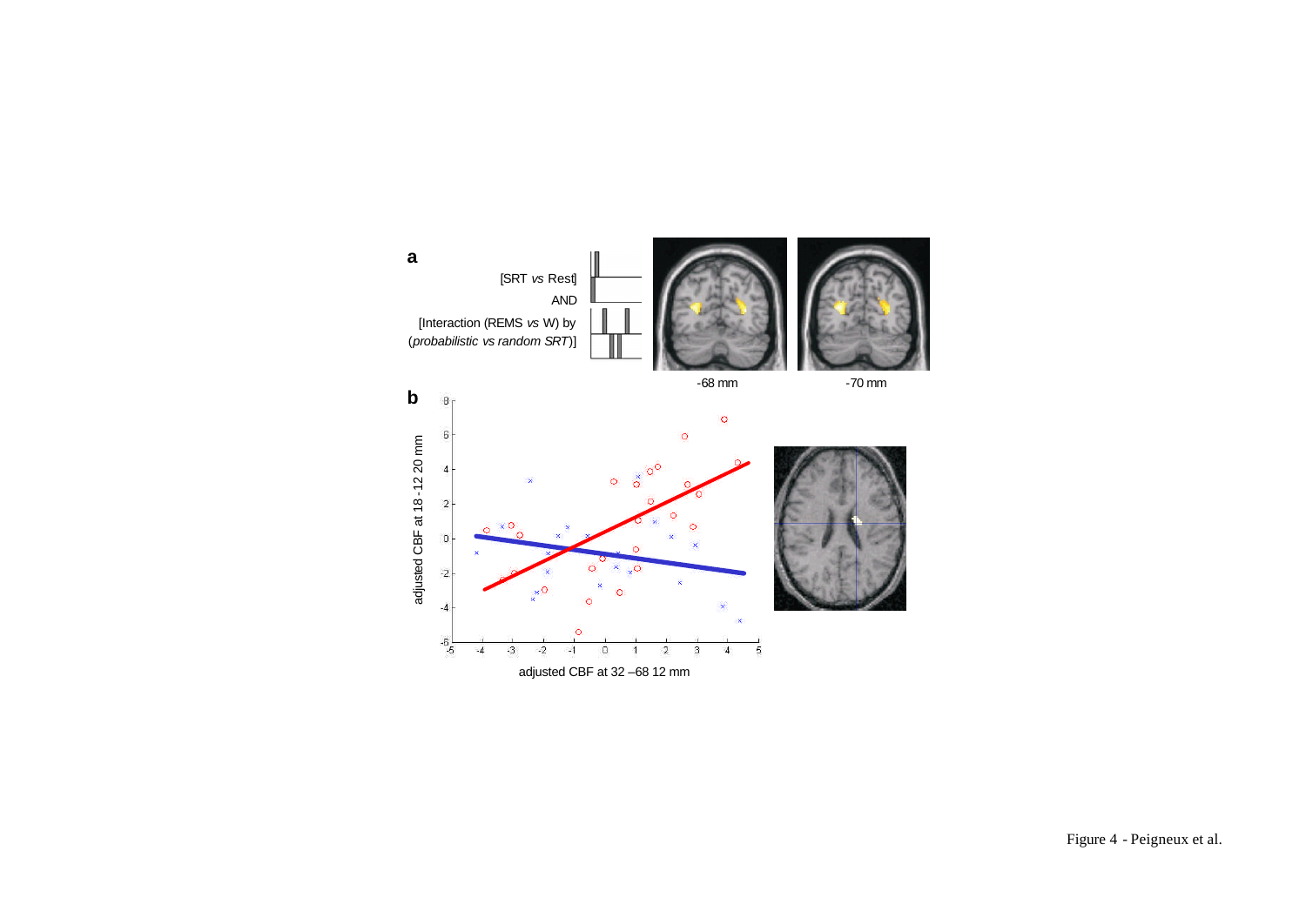**a**

[SRT *vs* Rest]

AND

[Interaction (REMS *vs* W) by (*probabilistic vs random SRT*)]

-68 mm

-70 mm

**b**

adjusted CBF at 18 -12 20 mm

adjusted CBF at 32 –68 12 mm

Figure 4 - Peigneux et al.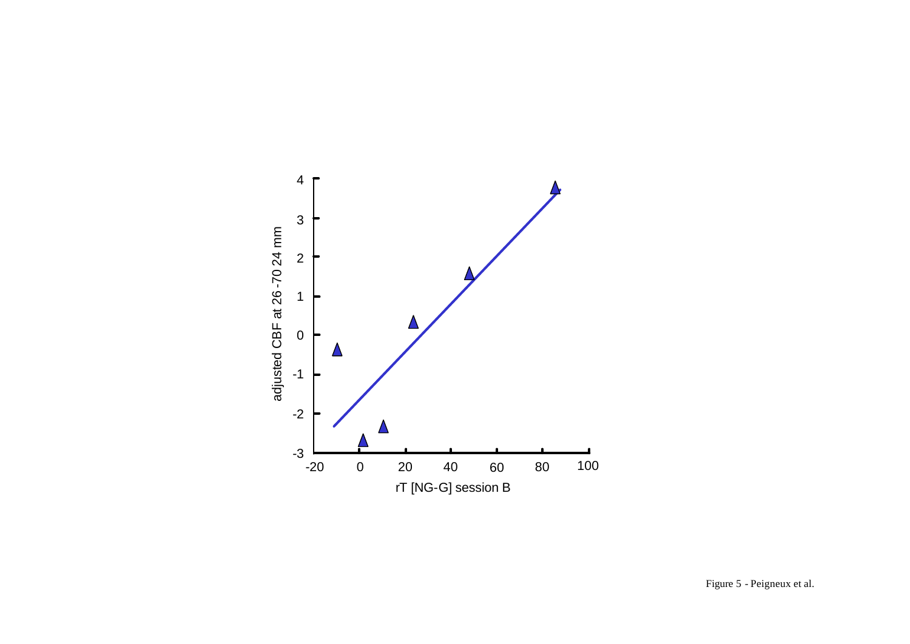4
3
2
1
0
-1
-2
-3

adjusted CBF at 26 -70 24 mm

-20
0
20
40
60
80
100

rT [NG-G] session B

Figure 5 - Peigneux et al.